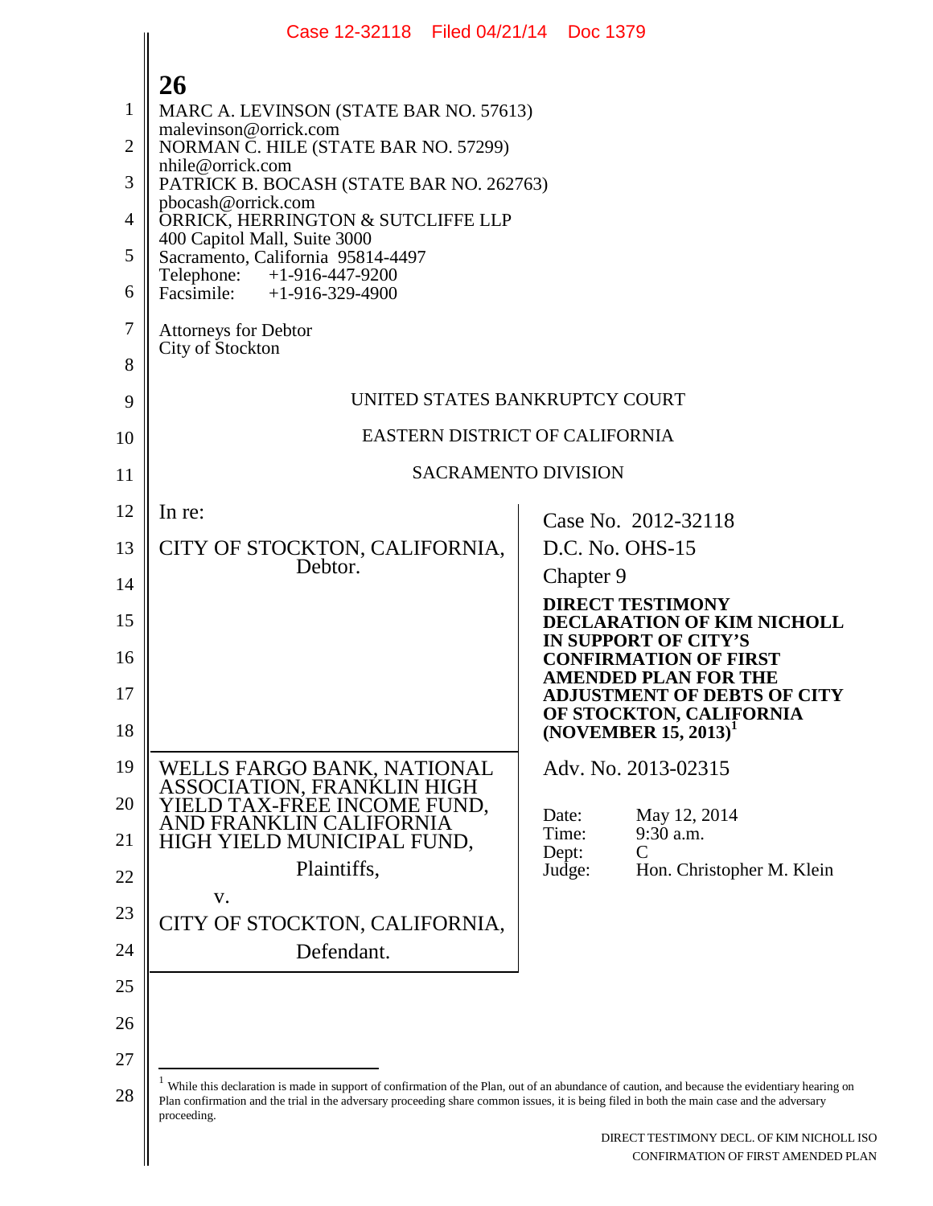MARC A. LEVINSON (STATE BAR NO. 57613)
malevinson@orrick.com
NORMAN C. HILE (STATE BAR NO. 57299)
nhile@orrick.com
PATRICK B. BOCASH (STATE BAR NO. 262763)
pbocash@orrick.com
ORRICK, HERRINGTON & SUTCLIFFE LLP
400 Capitol Mall, Suite 3000
Sacramento, California 95814-4497
Telephone: +1-916-447-9200
Facsimile: +1-916-329-4900

Attorneys for Debtor
City of Stockton

UNITED STATES BANKRUPTCY COURT

EASTERN DISTRICT OF CALIFORNIA

SACRAMENTO DIVISION

| | |
|---|---|
| In re:<br><br>CITY OF STOCKTON, CALIFORNIA,<br>Debtor. | Case No. 2012-32118<br>D.C. No. OHS-15<br>Chapter 9<br><br>**DIRECT TESTIMONY DECLARATION OF KIM NICHOLL IN SUPPORT OF CITY'S CONFIRMATION OF FIRST AMENDED PLAN FOR THE ADJUSTMENT OF DEBTS OF CITY OF STOCKTON, CALIFORNIA (NOVEMBER 15, 2013)**[1] |
| WELLS FARGO BANK, NATIONAL ASSOCIATION, FRANKLIN HIGH YIELD TAX-FREE INCOME FUND, AND FRANKLIN CALIFORNIA HIGH YIELD MUNICIPAL FUND,<br>Plaintiffs,<br>v.<br>CITY OF STOCKTON, CALIFORNIA,<br>Defendant. | Adv. No. 2013-02315<br><br>Date: May 12, 2014<br>Time: 9:30 a.m.<br>Dept: C<br>Judge: Hon. Christopher M. Klein |

[1] While this declaration is made in support of confirmation of the Plan, out of an abundance of caution, and because the evidentiary hearing on Plan confirmation and the trial in the adversary proceeding share common issues, it is being filed in both the main case and the adversary proceeding.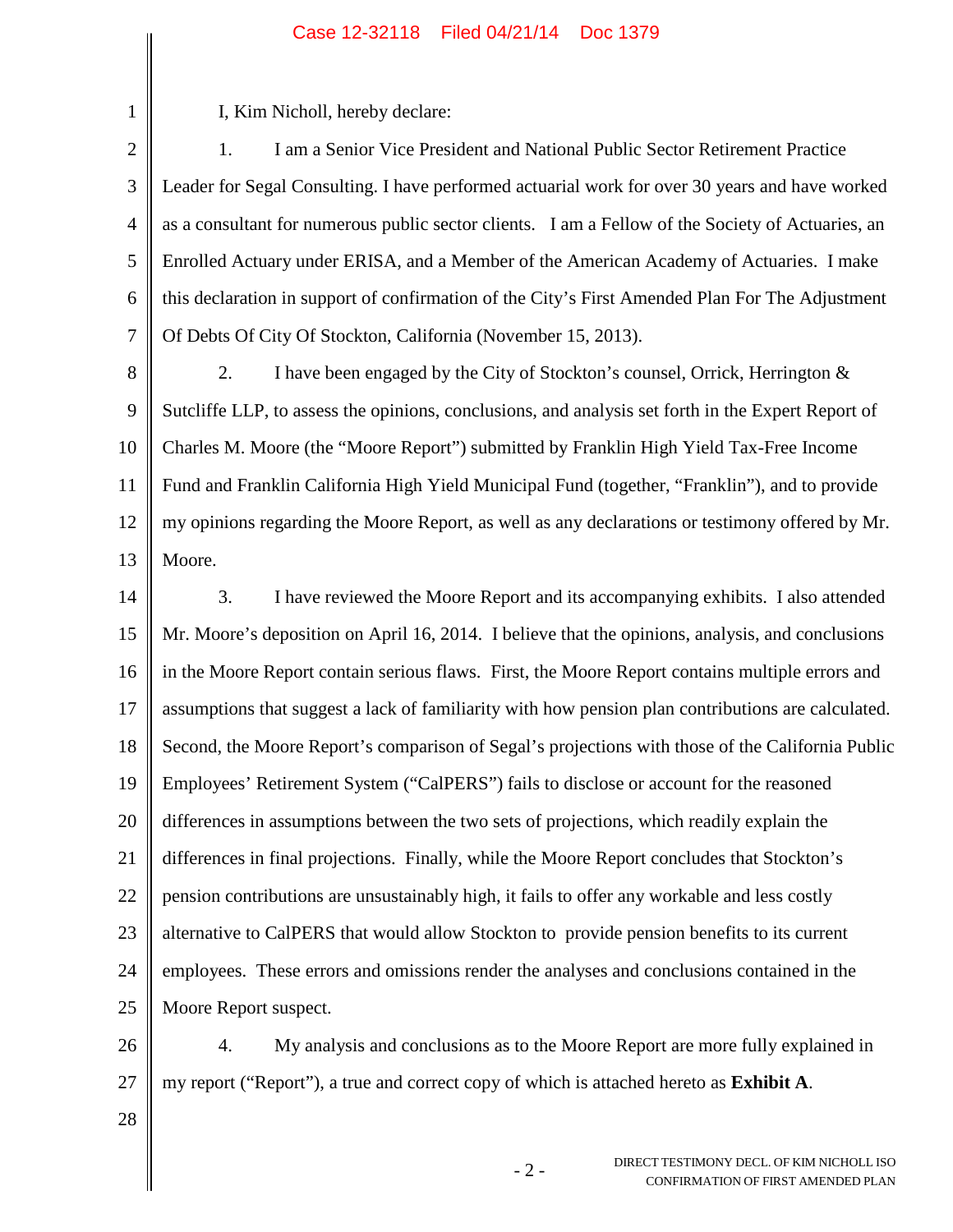I, Kim Nicholl, hereby declare:

1. I am a Senior Vice President and National Public Sector Retirement Practice Leader for Segal Consulting. I have performed actuarial work for over 30 years and have worked as a consultant for numerous public sector clients. I am a Fellow of the Society of Actuaries, an Enrolled Actuary under ERISA, and a Member of the American Academy of Actuaries. I make this declaration in support of confirmation of the City's First Amended Plan For The Adjustment Of Debts Of City Of Stockton, California (November 15, 2013).

2. I have been engaged by the City of Stockton's counsel, Orrick, Herrington & Sutcliffe LLP, to assess the opinions, conclusions, and analysis set forth in the Expert Report of Charles M. Moore (the "Moore Report") submitted by Franklin High Yield Tax-Free Income Fund and Franklin California High Yield Municipal Fund (together, "Franklin"), and to provide my opinions regarding the Moore Report, as well as any declarations or testimony offered by Mr. Moore.

3. I have reviewed the Moore Report and its accompanying exhibits. I also attended Mr. Moore's deposition on April 16, 2014. I believe that the opinions, analysis, and conclusions in the Moore Report contain serious flaws. First, the Moore Report contains multiple errors and assumptions that suggest a lack of familiarity with how pension plan contributions are calculated. Second, the Moore Report's comparison of Segal's projections with those of the California Public Employees' Retirement System ("CalPERS") fails to disclose or account for the reasoned differences in assumptions between the two sets of projections, which readily explain the differences in final projections. Finally, while the Moore Report concludes that Stockton's pension contributions are unsustainably high, it fails to offer any workable and less costly alternative to CalPERS that would allow Stockton to provide pension benefits to its current employees. These errors and omissions render the analyses and conclusions contained in the Moore Report suspect.

4. My analysis and conclusions as to the Moore Report are more fully explained in my report ("Report"), a true and correct copy of which is attached hereto as **Exhibit A**.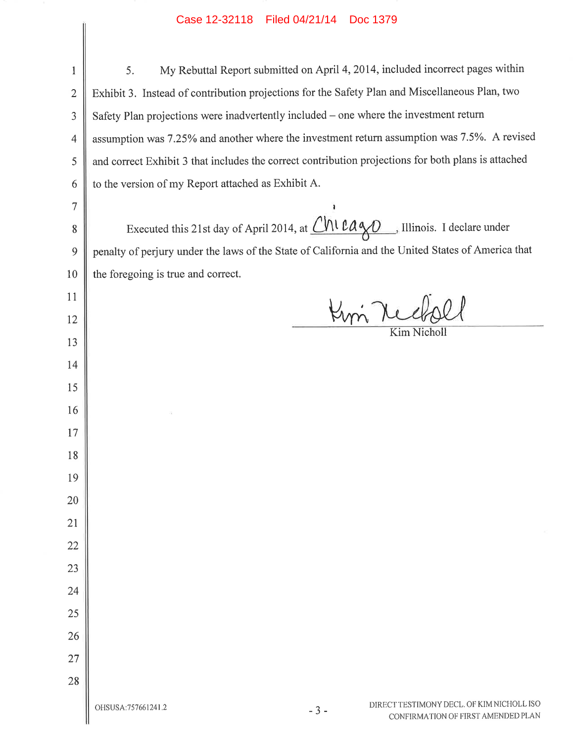5. My Rebuttal Report submitted on April 4, 2014, included incorrect pages within Exhibit 3. Instead of contribution projections for the Safety Plan and Miscellaneous Plan, two Safety Plan projections were inadvertently included – one where the investment return assumption was 7.25% and another where the investment return assumption was 7.5%. A revised and correct Exhibit 3 that includes the correct contribution projections for both plans is attached to the version of my Report attached as Exhibit A.

Executed this 21st day of April 2014, at Chicago, Illinois. I declare under penalty of perjury under the laws of the State of California and the United States of America that the foregoing is true and correct.

Kim Nicholl

Kim Nicholl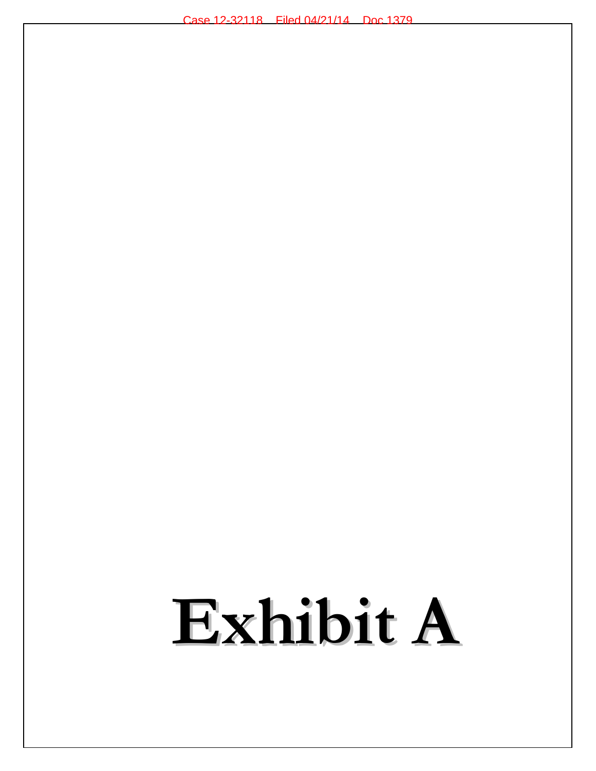# Exhibit A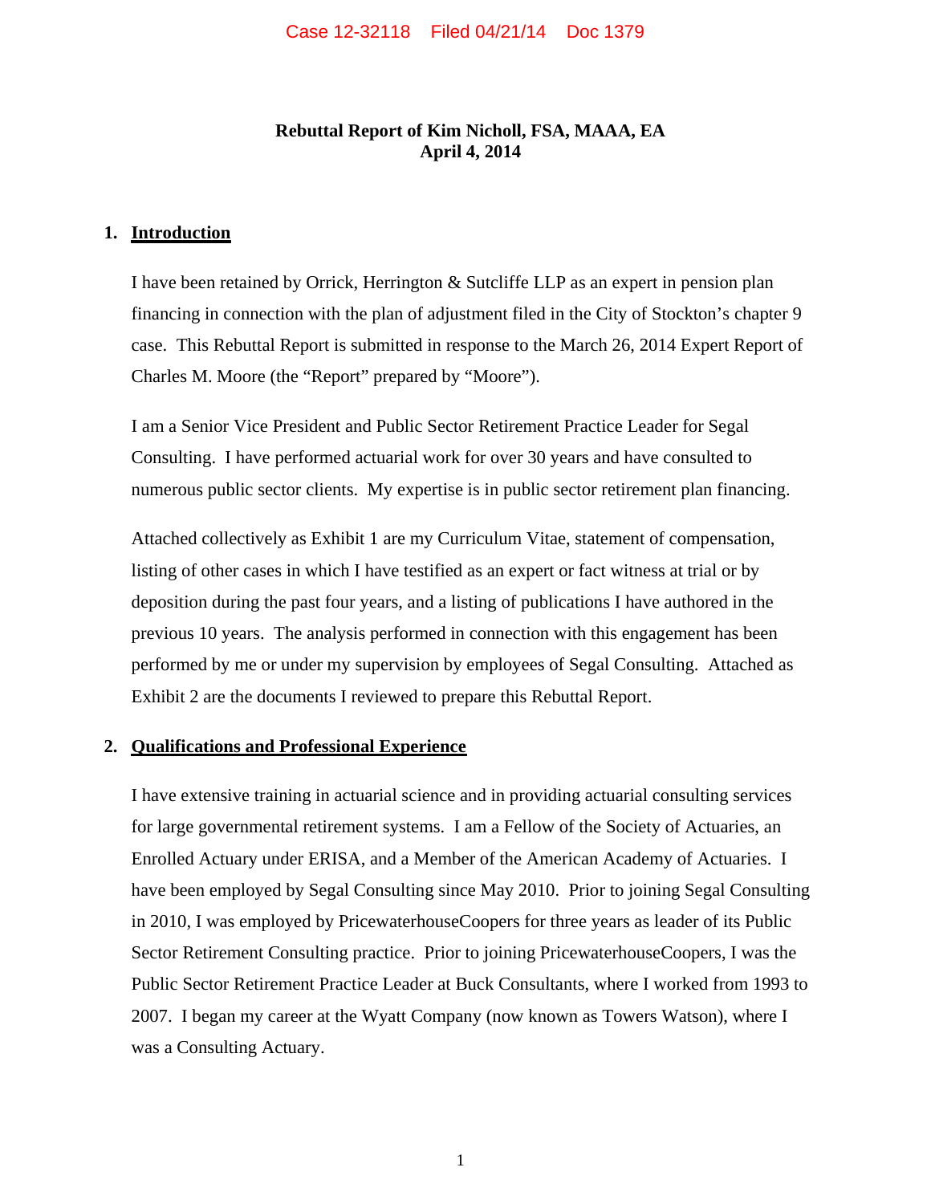**Rebuttal Report of Kim Nicholl, FSA, MAAA, EA**
**April 4, 2014**

## 1. Introduction

I have been retained by Orrick, Herrington & Sutcliffe LLP as an expert in pension plan financing in connection with the plan of adjustment filed in the City of Stockton's chapter 9 case. This Rebuttal Report is submitted in response to the March 26, 2014 Expert Report of Charles M. Moore (the "Report" prepared by "Moore").

I am a Senior Vice President and Public Sector Retirement Practice Leader for Segal Consulting. I have performed actuarial work for over 30 years and have consulted to numerous public sector clients. My expertise is in public sector retirement plan financing.

Attached collectively as Exhibit 1 are my Curriculum Vitae, statement of compensation, listing of other cases in which I have testified as an expert or fact witness at trial or by deposition during the past four years, and a listing of publications I have authored in the previous 10 years. The analysis performed in connection with this engagement has been performed by me or under my supervision by employees of Segal Consulting. Attached as Exhibit 2 are the documents I reviewed to prepare this Rebuttal Report.

## 2. Qualifications and Professional Experience

I have extensive training in actuarial science and in providing actuarial consulting services for large governmental retirement systems. I am a Fellow of the Society of Actuaries, an Enrolled Actuary under ERISA, and a Member of the American Academy of Actuaries. I have been employed by Segal Consulting since May 2010. Prior to joining Segal Consulting in 2010, I was employed by PricewaterhouseCoopers for three years as leader of its Public Sector Retirement Consulting practice. Prior to joining PricewaterhouseCoopers, I was the Public Sector Retirement Practice Leader at Buck Consultants, where I worked from 1993 to 2007. I began my career at the Wyatt Company (now known as Towers Watson), where I was a Consulting Actuary.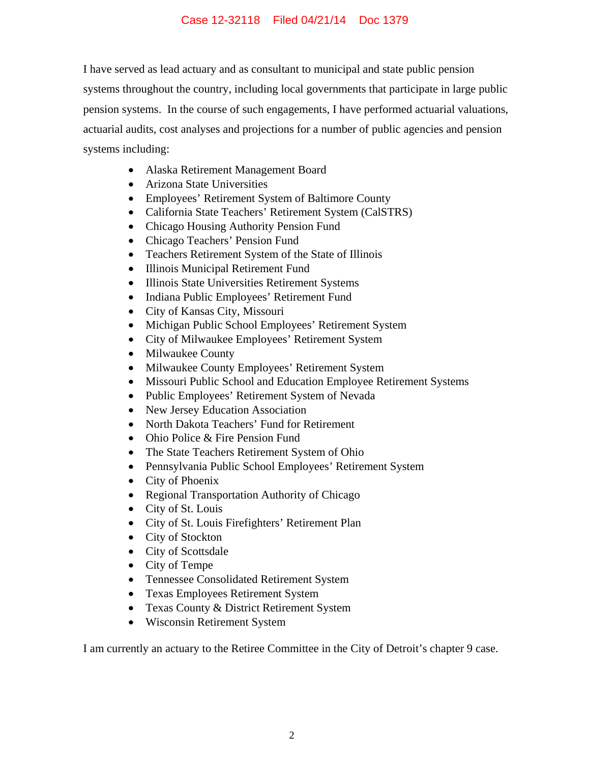I have served as lead actuary and as consultant to municipal and state public pension systems throughout the country, including local governments that participate in large public pension systems. In the course of such engagements, I have performed actuarial valuations, actuarial audits, cost analyses and projections for a number of public agencies and pension systems including:

- Alaska Retirement Management Board
- Arizona State Universities
- Employees' Retirement System of Baltimore County
- California State Teachers' Retirement System (CalSTRS)
- Chicago Housing Authority Pension Fund
- Chicago Teachers' Pension Fund
- Teachers Retirement System of the State of Illinois
- Illinois Municipal Retirement Fund
- Illinois State Universities Retirement Systems
- Indiana Public Employees' Retirement Fund
- City of Kansas City, Missouri
- Michigan Public School Employees' Retirement System
- City of Milwaukee Employees' Retirement System
- Milwaukee County
- Milwaukee County Employees' Retirement System
- Missouri Public School and Education Employee Retirement Systems
- Public Employees' Retirement System of Nevada
- New Jersey Education Association
- North Dakota Teachers' Fund for Retirement
- Ohio Police & Fire Pension Fund
- The State Teachers Retirement System of Ohio
- Pennsylvania Public School Employees' Retirement System
- City of Phoenix
- Regional Transportation Authority of Chicago
- City of St. Louis
- City of St. Louis Firefighters' Retirement Plan
- City of Stockton
- City of Scottsdale
- City of Tempe
- Tennessee Consolidated Retirement System
- Texas Employees Retirement System
- Texas County & District Retirement System
- Wisconsin Retirement System

I am currently an actuary to the Retiree Committee in the City of Detroit's chapter 9 case.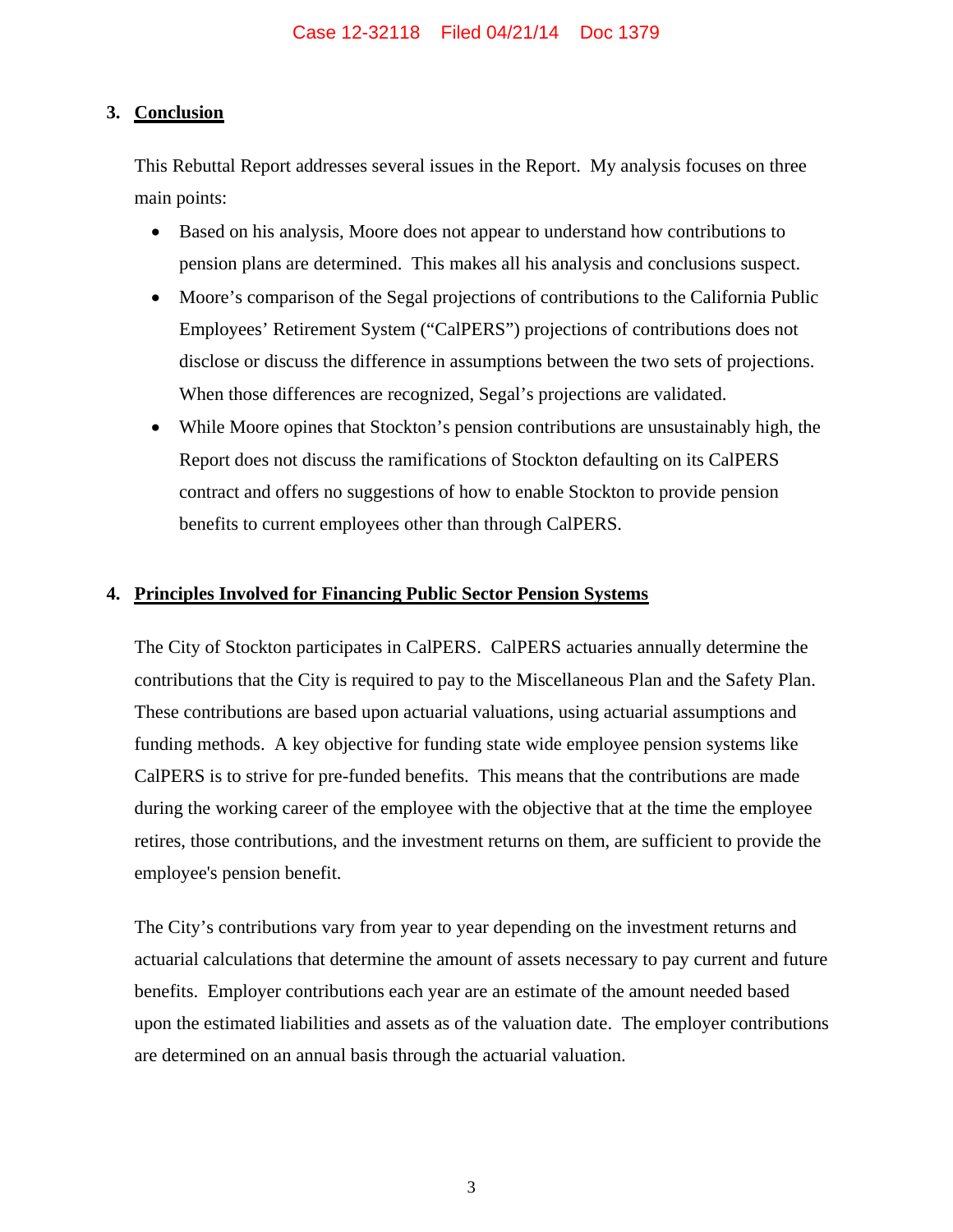## 3. Conclusion

This Rebuttal Report addresses several issues in the Report. My analysis focuses on three main points:

- Based on his analysis, Moore does not appear to understand how contributions to pension plans are determined. This makes all his analysis and conclusions suspect.
- Moore's comparison of the Segal projections of contributions to the California Public Employees' Retirement System ("CalPERS") projections of contributions does not disclose or discuss the difference in assumptions between the two sets of projections. When those differences are recognized, Segal's projections are validated.
- While Moore opines that Stockton's pension contributions are unsustainably high, the Report does not discuss the ramifications of Stockton defaulting on its CalPERS contract and offers no suggestions of how to enable Stockton to provide pension benefits to current employees other than through CalPERS.

## 4. Principles Involved for Financing Public Sector Pension Systems

The City of Stockton participates in CalPERS. CalPERS actuaries annually determine the contributions that the City is required to pay to the Miscellaneous Plan and the Safety Plan. These contributions are based upon actuarial valuations, using actuarial assumptions and funding methods. A key objective for funding state wide employee pension systems like CalPERS is to strive for pre-funded benefits. This means that the contributions are made during the working career of the employee with the objective that at the time the employee retires, those contributions, and the investment returns on them, are sufficient to provide the employee's pension benefit.

The City's contributions vary from year to year depending on the investment returns and actuarial calculations that determine the amount of assets necessary to pay current and future benefits. Employer contributions each year are an estimate of the amount needed based upon the estimated liabilities and assets as of the valuation date. The employer contributions are determined on an annual basis through the actuarial valuation.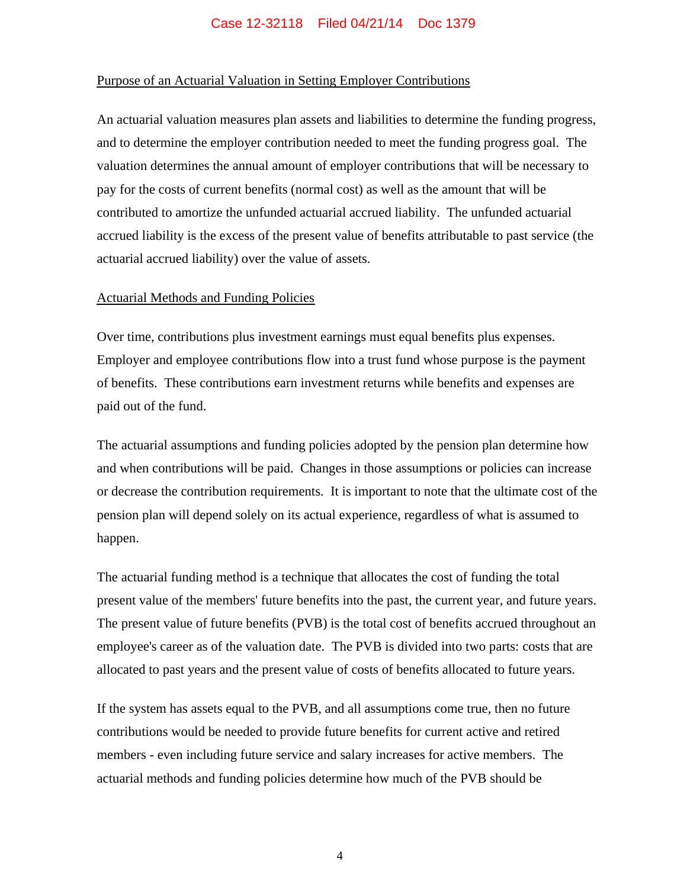Purpose of an Actuarial Valuation in Setting Employer Contributions

An actuarial valuation measures plan assets and liabilities to determine the funding progress, and to determine the employer contribution needed to meet the funding progress goal. The valuation determines the annual amount of employer contributions that will be necessary to pay for the costs of current benefits (normal cost) as well as the amount that will be contributed to amortize the unfunded actuarial accrued liability. The unfunded actuarial accrued liability is the excess of the present value of benefits attributable to past service (the actuarial accrued liability) over the value of assets.

Actuarial Methods and Funding Policies

Over time, contributions plus investment earnings must equal benefits plus expenses. Employer and employee contributions flow into a trust fund whose purpose is the payment of benefits. These contributions earn investment returns while benefits and expenses are paid out of the fund.

The actuarial assumptions and funding policies adopted by the pension plan determine how and when contributions will be paid. Changes in those assumptions or policies can increase or decrease the contribution requirements. It is important to note that the ultimate cost of the pension plan will depend solely on its actual experience, regardless of what is assumed to happen.

The actuarial funding method is a technique that allocates the cost of funding the total present value of the members' future benefits into the past, the current year, and future years. The present value of future benefits (PVB) is the total cost of benefits accrued throughout an employee's career as of the valuation date. The PVB is divided into two parts: costs that are allocated to past years and the present value of costs of benefits allocated to future years.

If the system has assets equal to the PVB, and all assumptions come true, then no future contributions would be needed to provide future benefits for current active and retired members - even including future service and salary increases for active members. The actuarial methods and funding policies determine how much of the PVB should be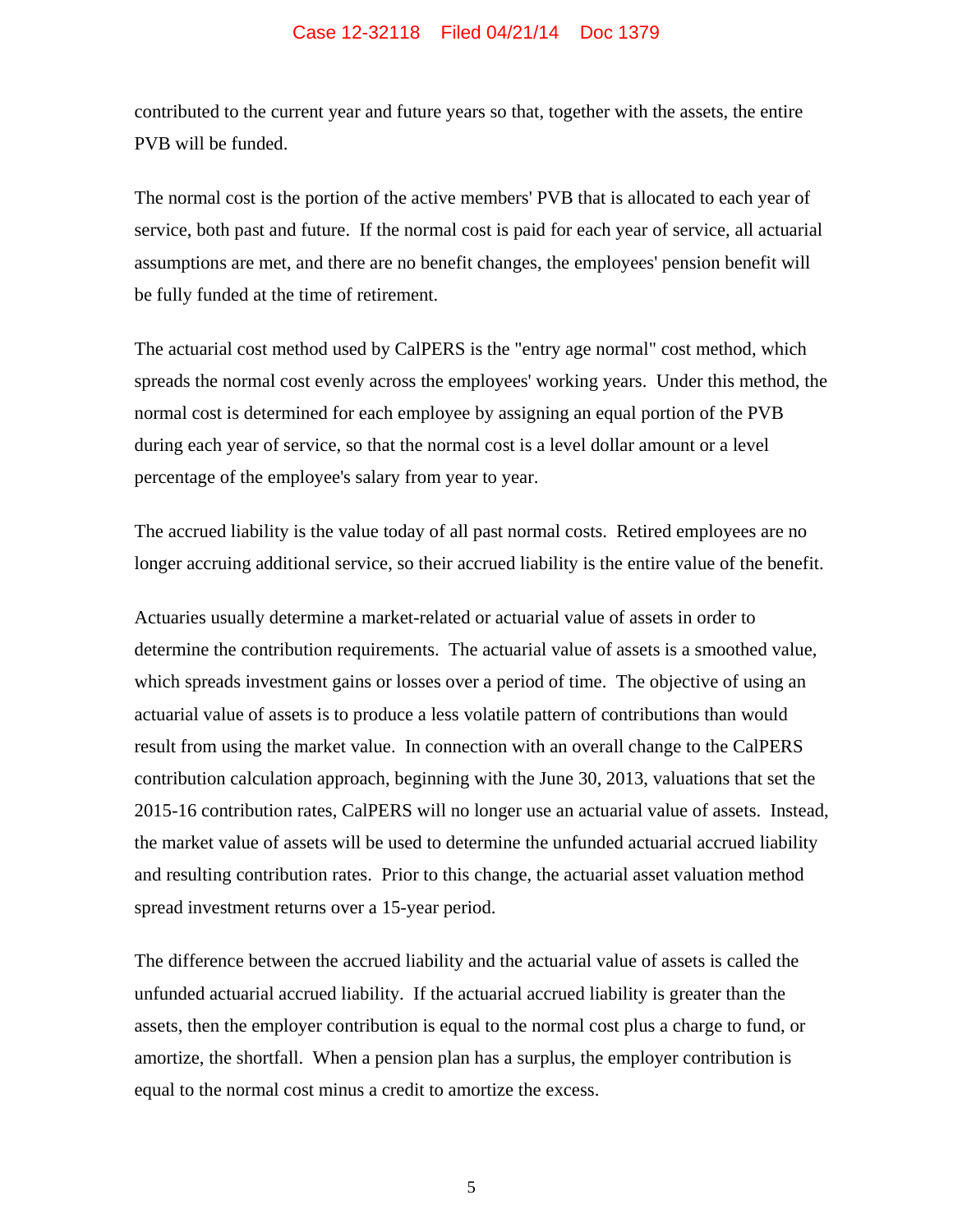contributed to the current year and future years so that, together with the assets, the entire PVB will be funded.

The normal cost is the portion of the active members' PVB that is allocated to each year of service, both past and future. If the normal cost is paid for each year of service, all actuarial assumptions are met, and there are no benefit changes, the employees' pension benefit will be fully funded at the time of retirement.

The actuarial cost method used by CalPERS is the "entry age normal" cost method, which spreads the normal cost evenly across the employees' working years. Under this method, the normal cost is determined for each employee by assigning an equal portion of the PVB during each year of service, so that the normal cost is a level dollar amount or a level percentage of the employee's salary from year to year.

The accrued liability is the value today of all past normal costs. Retired employees are no longer accruing additional service, so their accrued liability is the entire value of the benefit.

Actuaries usually determine a market-related or actuarial value of assets in order to determine the contribution requirements. The actuarial value of assets is a smoothed value, which spreads investment gains or losses over a period of time. The objective of using an actuarial value of assets is to produce a less volatile pattern of contributions than would result from using the market value. In connection with an overall change to the CalPERS contribution calculation approach, beginning with the June 30, 2013, valuations that set the 2015-16 contribution rates, CalPERS will no longer use an actuarial value of assets. Instead, the market value of assets will be used to determine the unfunded actuarial accrued liability and resulting contribution rates. Prior to this change, the actuarial asset valuation method spread investment returns over a 15-year period.

The difference between the accrued liability and the actuarial value of assets is called the unfunded actuarial accrued liability. If the actuarial accrued liability is greater than the assets, then the employer contribution is equal to the normal cost plus a charge to fund, or amortize, the shortfall. When a pension plan has a surplus, the employer contribution is equal to the normal cost minus a credit to amortize the excess.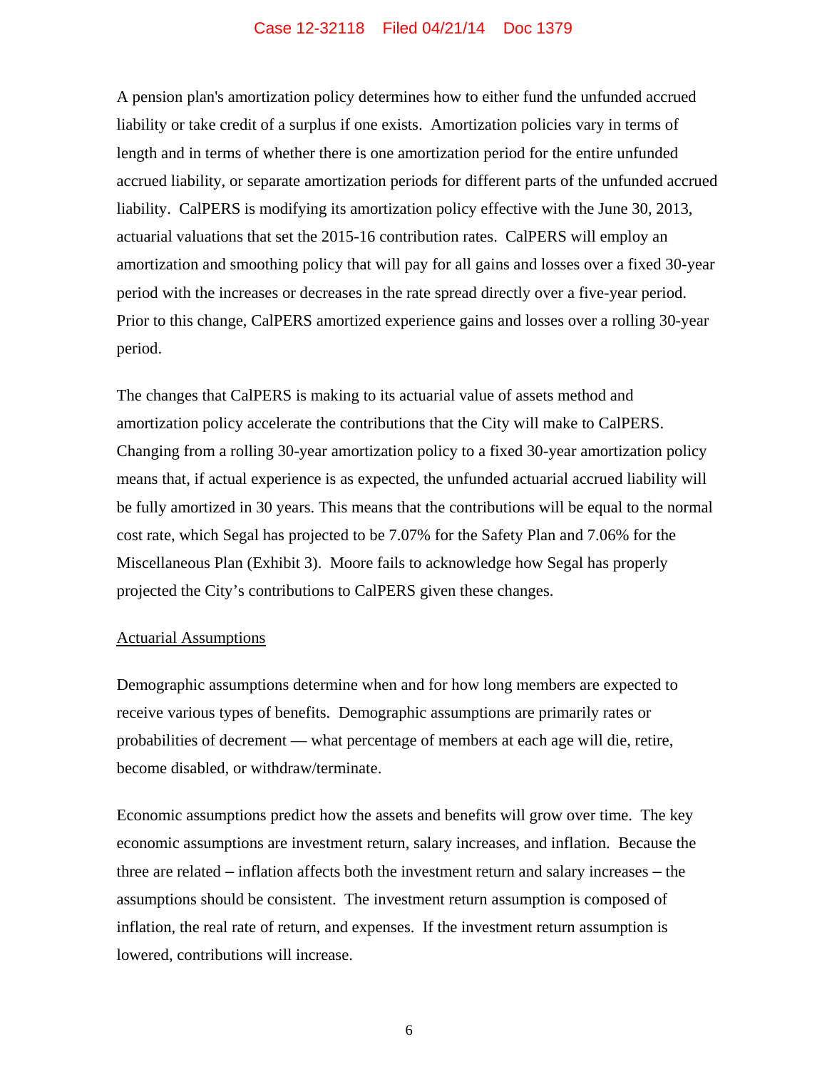A pension plan's amortization policy determines how to either fund the unfunded accrued liability or take credit of a surplus if one exists. Amortization policies vary in terms of length and in terms of whether there is one amortization period for the entire unfunded accrued liability, or separate amortization periods for different parts of the unfunded accrued liability. CalPERS is modifying its amortization policy effective with the June 30, 2013, actuarial valuations that set the 2015-16 contribution rates. CalPERS will employ an amortization and smoothing policy that will pay for all gains and losses over a fixed 30-year period with the increases or decreases in the rate spread directly over a five-year period. Prior to this change, CalPERS amortized experience gains and losses over a rolling 30-year period.

The changes that CalPERS is making to its actuarial value of assets method and amortization policy accelerate the contributions that the City will make to CalPERS. Changing from a rolling 30-year amortization policy to a fixed 30-year amortization policy means that, if actual experience is as expected, the unfunded actuarial accrued liability will be fully amortized in 30 years. This means that the contributions will be equal to the normal cost rate, which Segal has projected to be 7.07% for the Safety Plan and 7.06% for the Miscellaneous Plan (Exhibit 3). Moore fails to acknowledge how Segal has properly projected the City's contributions to CalPERS given these changes.

<u>Actuarial Assumptions</u>

Demographic assumptions determine when and for how long members are expected to receive various types of benefits. Demographic assumptions are primarily rates or probabilities of decrement — what percentage of members at each age will die, retire, become disabled, or withdraw/terminate.

Economic assumptions predict how the assets and benefits will grow over time. The key economic assumptions are investment return, salary increases, and inflation. Because the three are related – inflation affects both the investment return and salary increases – the assumptions should be consistent. The investment return assumption is composed of inflation, the real rate of return, and expenses. If the investment return assumption is lowered, contributions will increase.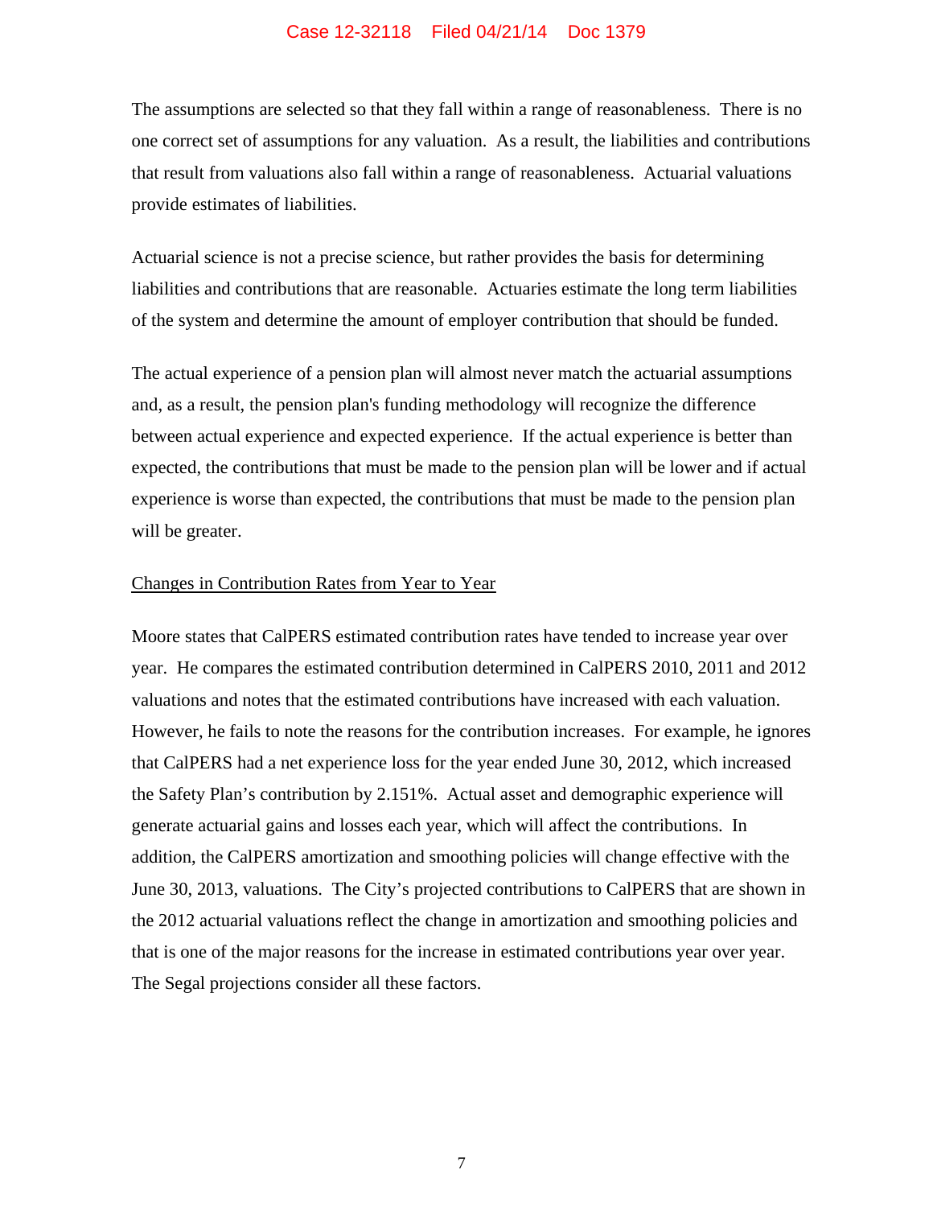The assumptions are selected so that they fall within a range of reasonableness. There is no one correct set of assumptions for any valuation. As a result, the liabilities and contributions that result from valuations also fall within a range of reasonableness. Actuarial valuations provide estimates of liabilities.

Actuarial science is not a precise science, but rather provides the basis for determining liabilities and contributions that are reasonable. Actuaries estimate the long term liabilities of the system and determine the amount of employer contribution that should be funded.

The actual experience of a pension plan will almost never match the actuarial assumptions and, as a result, the pension plan's funding methodology will recognize the difference between actual experience and expected experience. If the actual experience is better than expected, the contributions that must be made to the pension plan will be lower and if actual experience is worse than expected, the contributions that must be made to the pension plan will be greater.

<u>Changes in Contribution Rates from Year to Year</u>

Moore states that CalPERS estimated contribution rates have tended to increase year over year. He compares the estimated contribution determined in CalPERS 2010, 2011 and 2012 valuations and notes that the estimated contributions have increased with each valuation. However, he fails to note the reasons for the contribution increases. For example, he ignores that CalPERS had a net experience loss for the year ended June 30, 2012, which increased the Safety Plan's contribution by 2.151%. Actual asset and demographic experience will generate actuarial gains and losses each year, which will affect the contributions. In addition, the CalPERS amortization and smoothing policies will change effective with the June 30, 2013, valuations. The City's projected contributions to CalPERS that are shown in the 2012 actuarial valuations reflect the change in amortization and smoothing policies and that is one of the major reasons for the increase in estimated contributions year over year. The Segal projections consider all these factors.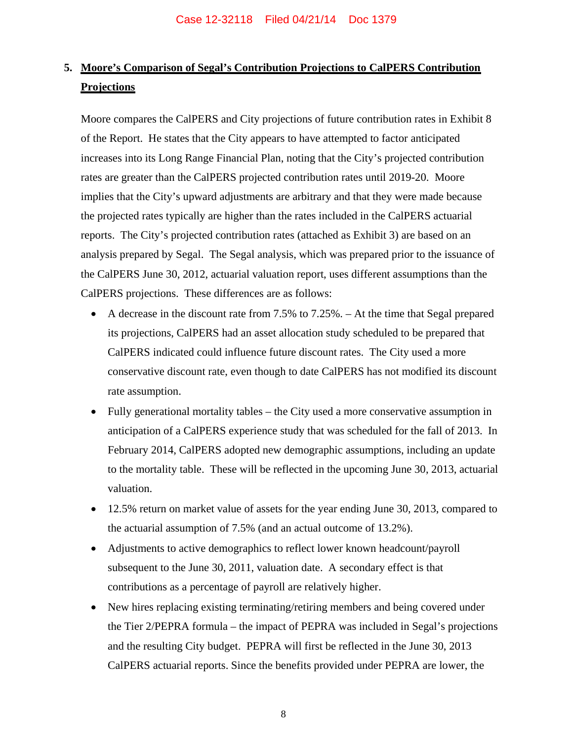## 5. Moore's Comparison of Segal's Contribution Projections to CalPERS Contribution Projections

Moore compares the CalPERS and City projections of future contribution rates in Exhibit 8 of the Report. He states that the City appears to have attempted to factor anticipated increases into its Long Range Financial Plan, noting that the City's projected contribution rates are greater than the CalPERS projected contribution rates until 2019-20. Moore implies that the City's upward adjustments are arbitrary and that they were made because the projected rates typically are higher than the rates included in the CalPERS actuarial reports. The City's projected contribution rates (attached as Exhibit 3) are based on an analysis prepared by Segal. The Segal analysis, which was prepared prior to the issuance of the CalPERS June 30, 2012, actuarial valuation report, uses different assumptions than the CalPERS projections. These differences are as follows:

- A decrease in the discount rate from 7.5% to 7.25%. – At the time that Segal prepared its projections, CalPERS had an asset allocation study scheduled to be prepared that CalPERS indicated could influence future discount rates. The City used a more conservative discount rate, even though to date CalPERS has not modified its discount rate assumption.
- Fully generational mortality tables – the City used a more conservative assumption in anticipation of a CalPERS experience study that was scheduled for the fall of 2013. In February 2014, CalPERS adopted new demographic assumptions, including an update to the mortality table. These will be reflected in the upcoming June 30, 2013, actuarial valuation.
- 12.5% return on market value of assets for the year ending June 30, 2013, compared to the actuarial assumption of 7.5% (and an actual outcome of 13.2%).
- Adjustments to active demographics to reflect lower known headcount/payroll subsequent to the June 30, 2011, valuation date. A secondary effect is that contributions as a percentage of payroll are relatively higher.
- New hires replacing existing terminating/retiring members and being covered under the Tier 2/PEPRA formula – the impact of PEPRA was included in Segal's projections and the resulting City budget. PEPRA will first be reflected in the June 30, 2013 CalPERS actuarial reports. Since the benefits provided under PEPRA are lower, the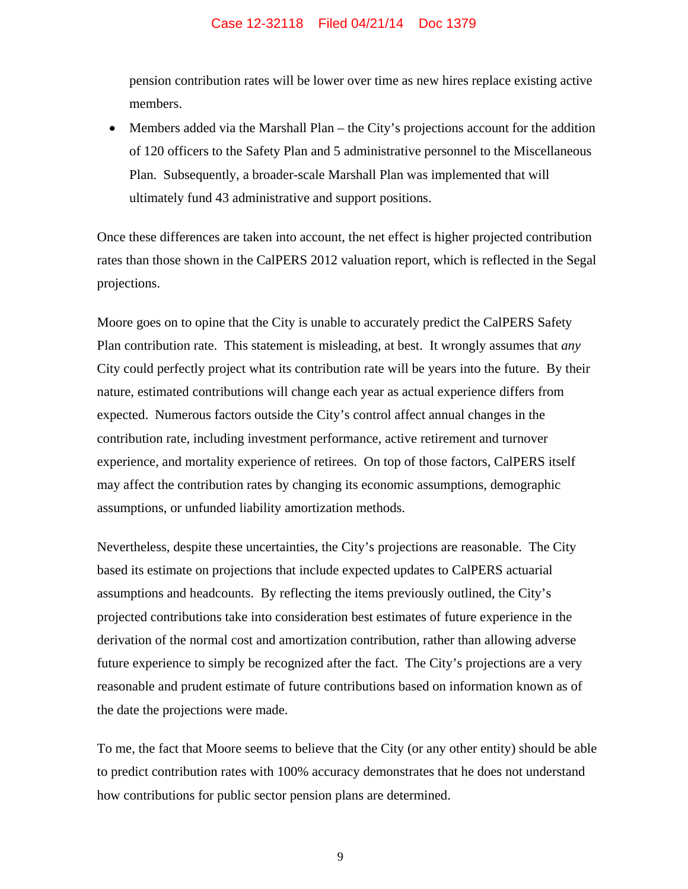pension contribution rates will be lower over time as new hires replace existing active members.

- Members added via the Marshall Plan – the City's projections account for the addition of 120 officers to the Safety Plan and 5 administrative personnel to the Miscellaneous Plan. Subsequently, a broader-scale Marshall Plan was implemented that will ultimately fund 43 administrative and support positions.

Once these differences are taken into account, the net effect is higher projected contribution rates than those shown in the CalPERS 2012 valuation report, which is reflected in the Segal projections.

Moore goes on to opine that the City is unable to accurately predict the CalPERS Safety Plan contribution rate. This statement is misleading, at best. It wrongly assumes that *any* City could perfectly project what its contribution rate will be years into the future. By their nature, estimated contributions will change each year as actual experience differs from expected. Numerous factors outside the City's control affect annual changes in the contribution rate, including investment performance, active retirement and turnover experience, and mortality experience of retirees. On top of those factors, CalPERS itself may affect the contribution rates by changing its economic assumptions, demographic assumptions, or unfunded liability amortization methods.

Nevertheless, despite these uncertainties, the City's projections are reasonable. The City based its estimate on projections that include expected updates to CalPERS actuarial assumptions and headcounts. By reflecting the items previously outlined, the City's projected contributions take into consideration best estimates of future experience in the derivation of the normal cost and amortization contribution, rather than allowing adverse future experience to simply be recognized after the fact. The City's projections are a very reasonable and prudent estimate of future contributions based on information known as of the date the projections were made.

To me, the fact that Moore seems to believe that the City (or any other entity) should be able to predict contribution rates with 100% accuracy demonstrates that he does not understand how contributions for public sector pension plans are determined.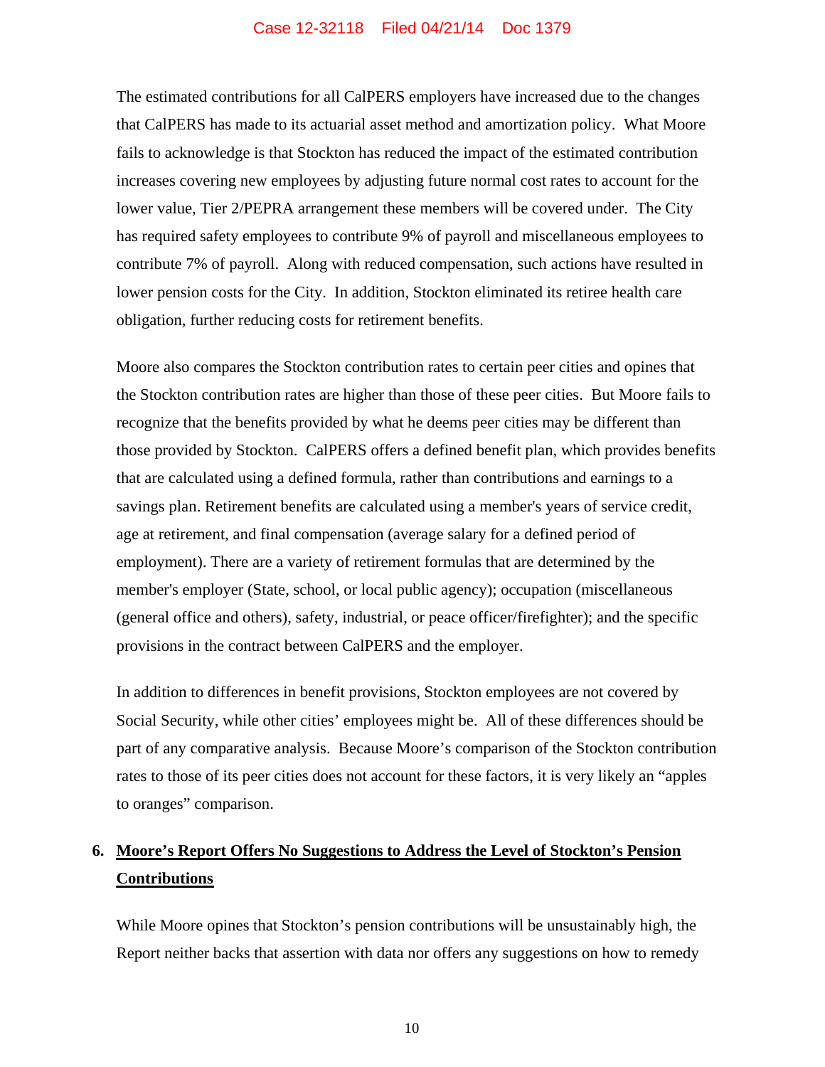The estimated contributions for all CalPERS employers have increased due to the changes that CalPERS has made to its actuarial asset method and amortization policy. What Moore fails to acknowledge is that Stockton has reduced the impact of the estimated contribution increases covering new employees by adjusting future normal cost rates to account for the lower value, Tier 2/PEPRA arrangement these members will be covered under. The City has required safety employees to contribute 9% of payroll and miscellaneous employees to contribute 7% of payroll. Along with reduced compensation, such actions have resulted in lower pension costs for the City. In addition, Stockton eliminated its retiree health care obligation, further reducing costs for retirement benefits.

Moore also compares the Stockton contribution rates to certain peer cities and opines that the Stockton contribution rates are higher than those of these peer cities. But Moore fails to recognize that the benefits provided by what he deems peer cities may be different than those provided by Stockton. CalPERS offers a defined benefit plan, which provides benefits that are calculated using a defined formula, rather than contributions and earnings to a savings plan. Retirement benefits are calculated using a member's years of service credit, age at retirement, and final compensation (average salary for a defined period of employment). There are a variety of retirement formulas that are determined by the member's employer (State, school, or local public agency); occupation (miscellaneous (general office and others), safety, industrial, or peace officer/firefighter); and the specific provisions in the contract between CalPERS and the employer.

In addition to differences in benefit provisions, Stockton employees are not covered by Social Security, while other cities' employees might be. All of these differences should be part of any comparative analysis. Because Moore's comparison of the Stockton contribution rates to those of its peer cities does not account for these factors, it is very likely an "apples to oranges" comparison.

## 6. <u>Moore's Report Offers No Suggestions to Address the Level of Stockton's Pension Contributions</u>

While Moore opines that Stockton's pension contributions will be unsustainably high, the Report neither backs that assertion with data nor offers any suggestions on how to remedy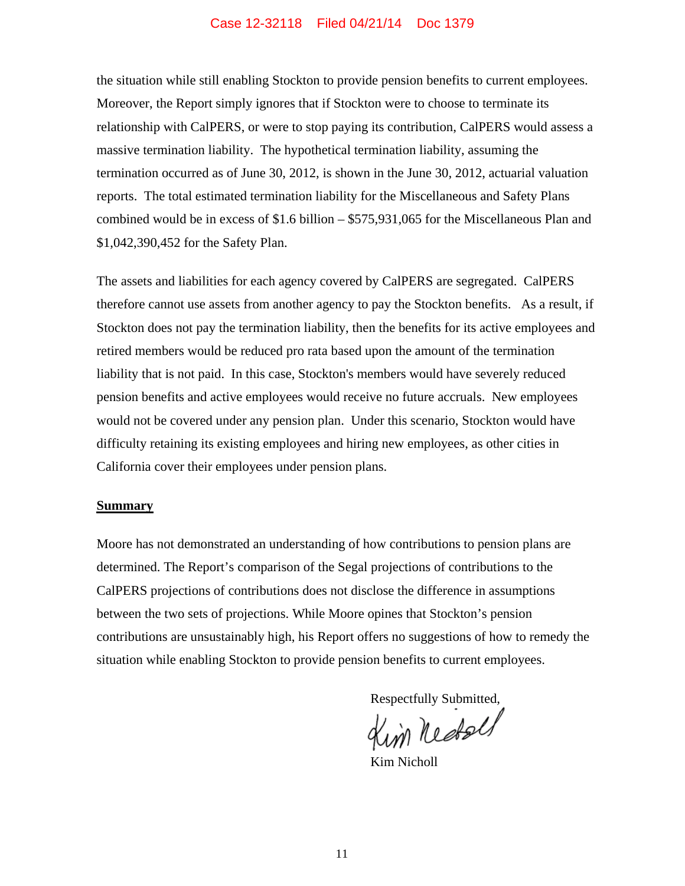the situation while still enabling Stockton to provide pension benefits to current employees. Moreover, the Report simply ignores that if Stockton were to choose to terminate its relationship with CalPERS, or were to stop paying its contribution, CalPERS would assess a massive termination liability. The hypothetical termination liability, assuming the termination occurred as of June 30, 2012, is shown in the June 30, 2012, actuarial valuation reports. The total estimated termination liability for the Miscellaneous and Safety Plans combined would be in excess of $1.6 billion – $575,931,065 for the Miscellaneous Plan and $1,042,390,452 for the Safety Plan.

The assets and liabilities for each agency covered by CalPERS are segregated. CalPERS therefore cannot use assets from another agency to pay the Stockton benefits. As a result, if Stockton does not pay the termination liability, then the benefits for its active employees and retired members would be reduced pro rata based upon the amount of the termination liability that is not paid. In this case, Stockton's members would have severely reduced pension benefits and active employees would receive no future accruals. New employees would not be covered under any pension plan. Under this scenario, Stockton would have difficulty retaining its existing employees and hiring new employees, as other cities in California cover their employees under pension plans.

**Summary**

Moore has not demonstrated an understanding of how contributions to pension plans are determined. The Report's comparison of the Segal projections of contributions to the CalPERS projections of contributions does not disclose the difference in assumptions between the two sets of projections. While Moore opines that Stockton's pension contributions are unsustainably high, his Report offers no suggestions of how to remedy the situation while enabling Stockton to provide pension benefits to current employees.

Respectfully Submitted,

Kim Nicholl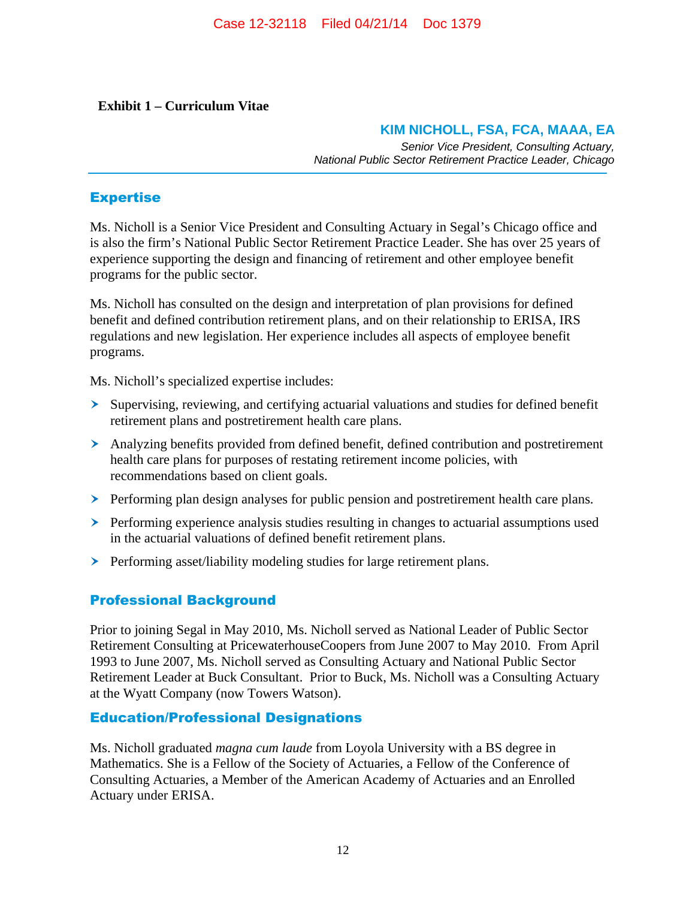**Exhibit 1 – Curriculum Vitae**

## KIM NICHOLL, FSA, FCA, MAAA, EA

*Senior Vice President, Consulting Actuary,*
*National Public Sector Retirement Practice Leader, Chicago*

---

## Expertise

Ms. Nicholl is a Senior Vice President and Consulting Actuary in Segal's Chicago office and is also the firm's National Public Sector Retirement Practice Leader. She has over 25 years of experience supporting the design and financing of retirement and other employee benefit programs for the public sector.

Ms. Nicholl has consulted on the design and interpretation of plan provisions for defined benefit and defined contribution retirement plans, and on their relationship to ERISA, IRS regulations and new legislation. Her experience includes all aspects of employee benefit programs.

Ms. Nicholl's specialized expertise includes:

- Supervising, reviewing, and certifying actuarial valuations and studies for defined benefit retirement plans and postretirement health care plans.
- Analyzing benefits provided from defined benefit, defined contribution and postretirement health care plans for purposes of restating retirement income policies, with recommendations based on client goals.
- Performing plan design analyses for public pension and postretirement health care plans.
- Performing experience analysis studies resulting in changes to actuarial assumptions used in the actuarial valuations of defined benefit retirement plans.
- Performing asset/liability modeling studies for large retirement plans.

## Professional Background

Prior to joining Segal in May 2010, Ms. Nicholl served as National Leader of Public Sector Retirement Consulting at PricewaterhouseCoopers from June 2007 to May 2010. From April 1993 to June 2007, Ms. Nicholl served as Consulting Actuary and National Public Sector Retirement Leader at Buck Consultant. Prior to Buck, Ms. Nicholl was a Consulting Actuary at the Wyatt Company (now Towers Watson).

## Education/Professional Designations

Ms. Nicholl graduated *magna cum laude* from Loyola University with a BS degree in Mathematics. She is a Fellow of the Society of Actuaries, a Fellow of the Conference of Consulting Actuaries, a Member of the American Academy of Actuaries and an Enrolled Actuary under ERISA.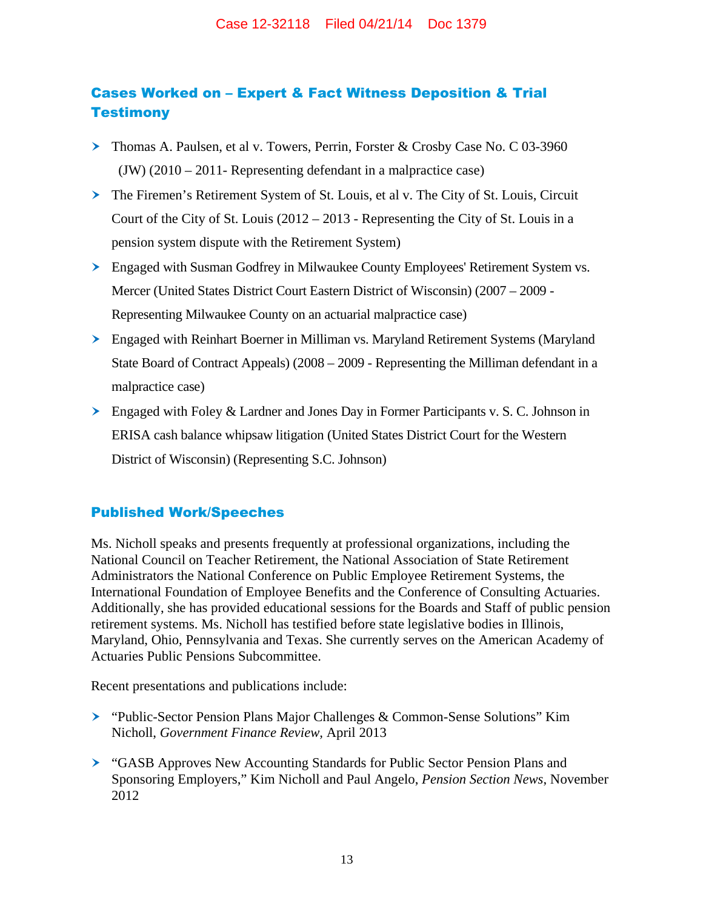## Cases Worked on – Expert & Fact Witness Deposition & Trial Testimony

- Thomas A. Paulsen, et al v. Towers, Perrin, Forster & Crosby Case No. C 03-3960 (JW) (2010 – 2011- Representing defendant in a malpractice case)
- The Firemen's Retirement System of St. Louis, et al v. The City of St. Louis, Circuit Court of the City of St. Louis (2012 – 2013 - Representing the City of St. Louis in a pension system dispute with the Retirement System)
- Engaged with Susman Godfrey in Milwaukee County Employees' Retirement System vs. Mercer (United States District Court Eastern District of Wisconsin) (2007 – 2009 - Representing Milwaukee County on an actuarial malpractice case)
- Engaged with Reinhart Boerner in Milliman vs. Maryland Retirement Systems (Maryland State Board of Contract Appeals) (2008 – 2009 - Representing the Milliman defendant in a malpractice case)
- Engaged with Foley & Lardner and Jones Day in Former Participants v. S. C. Johnson in ERISA cash balance whipsaw litigation (United States District Court for the Western District of Wisconsin) (Representing S.C. Johnson)

## Published Work/Speeches

Ms. Nicholl speaks and presents frequently at professional organizations, including the National Council on Teacher Retirement, the National Association of State Retirement Administrators the National Conference on Public Employee Retirement Systems, the International Foundation of Employee Benefits and the Conference of Consulting Actuaries. Additionally, she has provided educational sessions for the Boards and Staff of public pension retirement systems. Ms. Nicholl has testified before state legislative bodies in Illinois, Maryland, Ohio, Pennsylvania and Texas. She currently serves on the American Academy of Actuaries Public Pensions Subcommittee.

Recent presentations and publications include:

- "Public-Sector Pension Plans Major Challenges & Common-Sense Solutions" Kim Nicholl, *Government Finance Review*, April 2013
- "GASB Approves New Accounting Standards for Public Sector Pension Plans and Sponsoring Employers," Kim Nicholl and Paul Angelo, *Pension Section News*, November 2012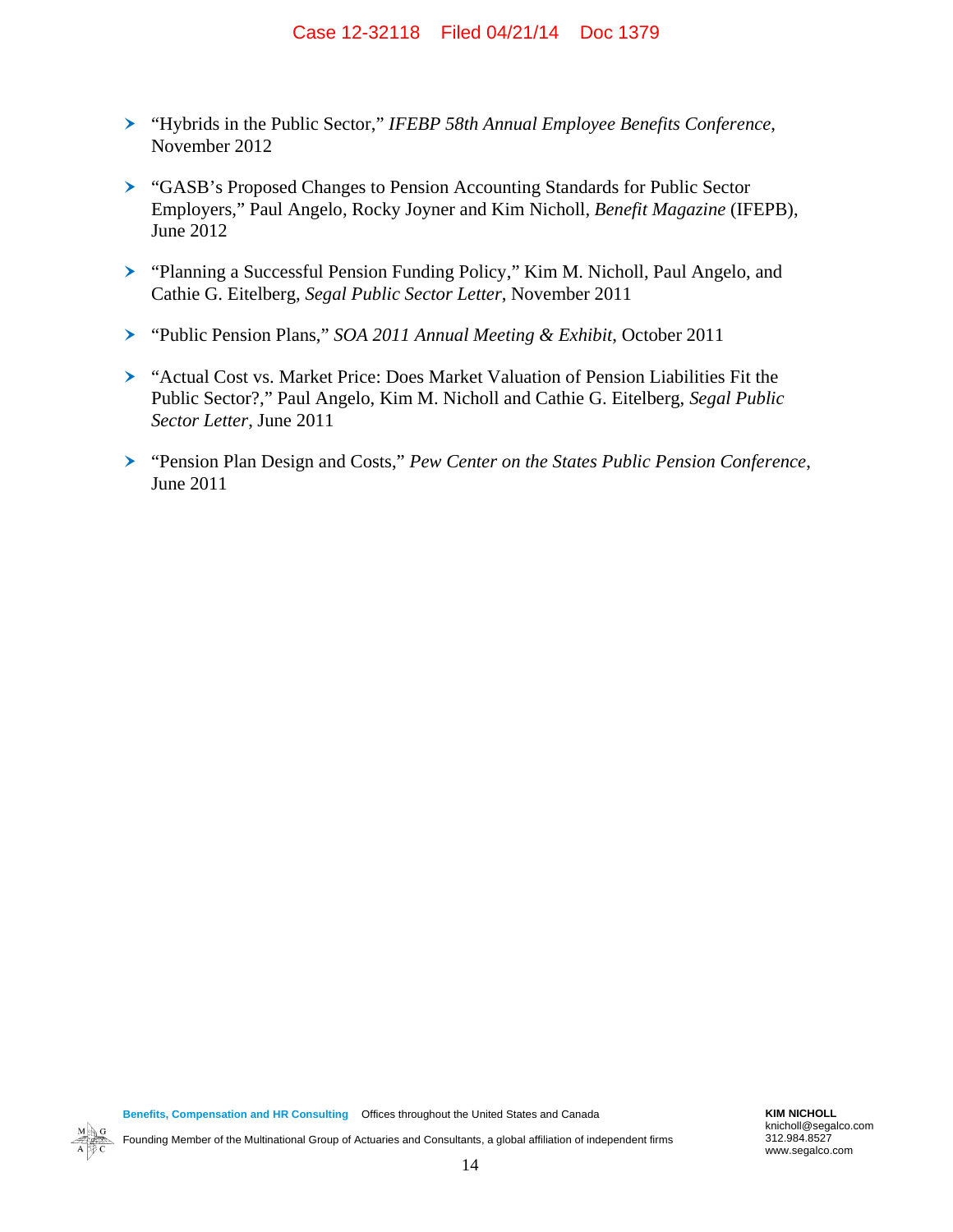- "Hybrids in the Public Sector," *IFEBP 58th Annual Employee Benefits Conference*, November 2012

- "GASB's Proposed Changes to Pension Accounting Standards for Public Sector Employers," Paul Angelo, Rocky Joyner and Kim Nicholl, *Benefit Magazine* (IFEPB), June 2012

- "Planning a Successful Pension Funding Policy," Kim M. Nicholl, Paul Angelo, and Cathie G. Eitelberg, *Segal Public Sector Letter*, November 2011

- "Public Pension Plans," *SOA 2011 Annual Meeting & Exhibit*, October 2011

- "Actual Cost vs. Market Price: Does Market Valuation of Pension Liabilities Fit the Public Sector?," Paul Angelo, Kim M. Nicholl and Cathie G. Eitelberg, *Segal Public Sector Letter*, June 2011

- "Pension Plan Design and Costs," *Pew Center on the States Public Pension Conference*, June 2011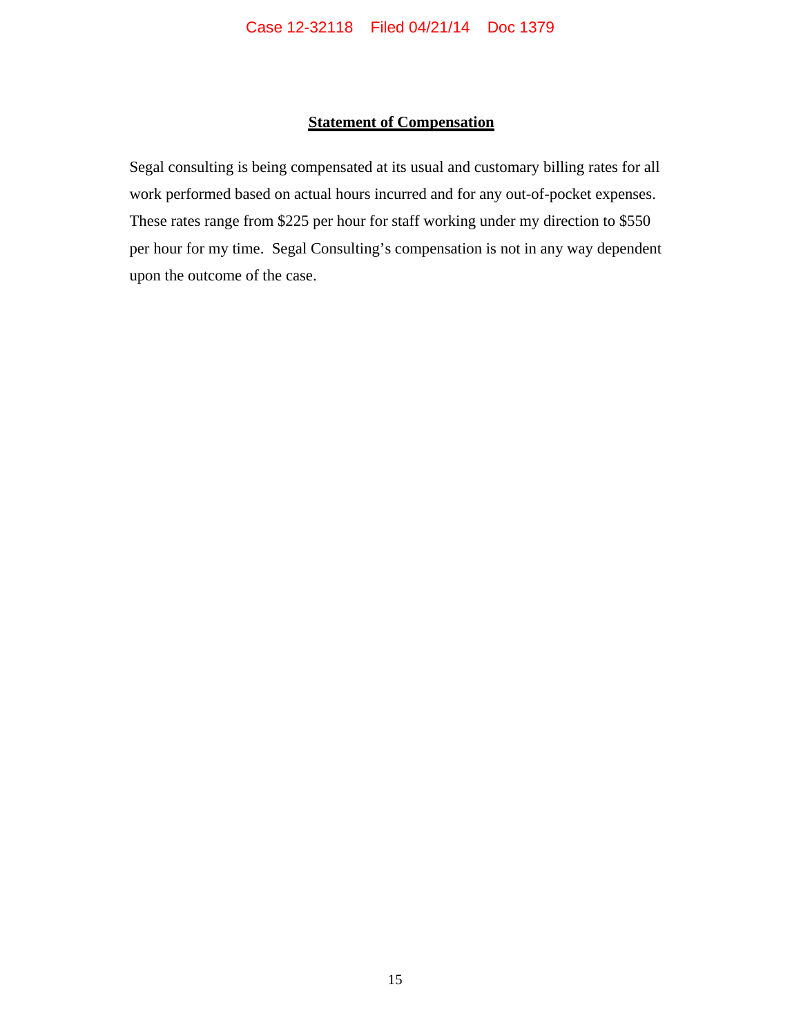## Statement of Compensation

Segal consulting is being compensated at its usual and customary billing rates for all work performed based on actual hours incurred and for any out-of-pocket expenses. These rates range from $225 per hour for staff working under my direction to $550 per hour for my time. Segal Consulting's compensation is not in any way dependent upon the outcome of the case.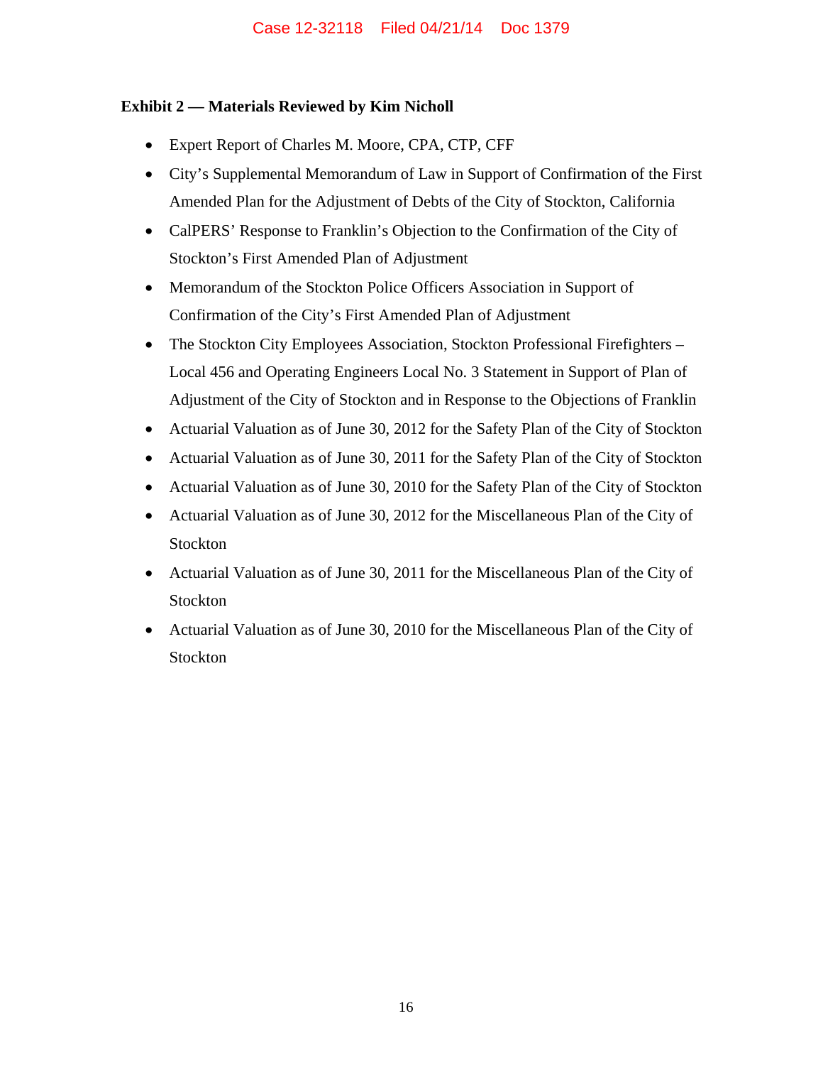**Exhibit 2 — Materials Reviewed by Kim Nicholl**

- Expert Report of Charles M. Moore, CPA, CTP, CFF
- City's Supplemental Memorandum of Law in Support of Confirmation of the First Amended Plan for the Adjustment of Debts of the City of Stockton, California
- CalPERS' Response to Franklin's Objection to the Confirmation of the City of Stockton's First Amended Plan of Adjustment
- Memorandum of the Stockton Police Officers Association in Support of Confirmation of the City's First Amended Plan of Adjustment
- The Stockton City Employees Association, Stockton Professional Firefighters – Local 456 and Operating Engineers Local No. 3 Statement in Support of Plan of Adjustment of the City of Stockton and in Response to the Objections of Franklin
- Actuarial Valuation as of June 30, 2012 for the Safety Plan of the City of Stockton
- Actuarial Valuation as of June 30, 2011 for the Safety Plan of the City of Stockton
- Actuarial Valuation as of June 30, 2010 for the Safety Plan of the City of Stockton
- Actuarial Valuation as of June 30, 2012 for the Miscellaneous Plan of the City of Stockton
- Actuarial Valuation as of June 30, 2011 for the Miscellaneous Plan of the City of Stockton
- Actuarial Valuation as of June 30, 2010 for the Miscellaneous Plan of the City of Stockton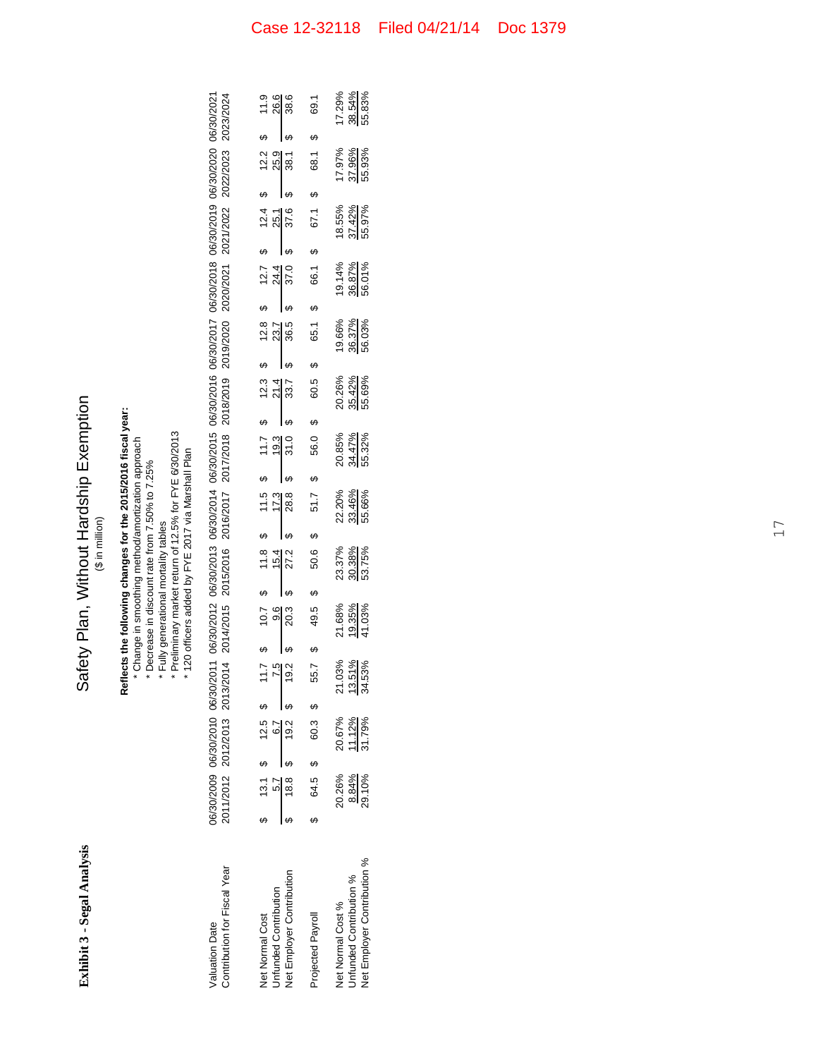**Exhibit 3 - Segal Analysis**

# Safety Plan, Without Hardship Exemption

($ in million)

**Reflects the following changes for the 2015/2016 fiscal year:**

* Change in smoothing method/amortization approach
* Decrease in discount rate from 7.50% to 7.25%
* Fully generational mortality tables
* Preliminary market return of 12.5% for FYE 6/30/2013
* 120 officers added by FYE 2017 via Marshall Plan

| Valuation Date | 06/30/2009 | 06/30/2010 | 06/30/2011 | 06/30/2012 | 06/30/2013 | 06/30/2014 | 06/30/2015 | 06/30/2016 | 06/30/2017 | 06/30/2018 | 06/30/2019 | 06/30/2020 | 06/30/2021 |
|---|---|---|---|---|---|---|---|---|---|---|---|---|---|
| Contribution for Fiscal Year | 2011/2012 | 2012/2013 | 2013/2014 | 2014/2015 | 2015/2016 | 2016/2017 | 2017/2018 | 2018/2019 | 2019/2020 | 2020/2021 | 2021/2022 | 2022/2023 | 2023/2024 |
| Net Normal Cost | $ 13.1 | $ 12.5 | $ 11.7 | $ 10.7 | $ 11.8 | $ 11.5 | $ 11.7 | $ 12.3 | $ 12.8 | $ 12.7 | $ 12.4 | $ 12.2 | $ 11.9 |
| Unfunded Contribution | 5.7 | 6.7 | 7.5 | 9.6 | 15.4 | 17.3 | 19.3 | 21.4 | 23.7 | 24.4 | 25.1 | 25.9 | 26.6 |
| Net Employer Contribution | $ 18.8 | $ 19.2 | $ 19.2 | $ 20.3 | $ 27.2 | $ 28.8 | $ 31.0 | $ 33.7 | $ 36.5 | $ 37.0 | $ 37.6 | $ 38.1 | $ 38.6 |
| Projected Payroll | $ 64.5 | $ 60.3 | $ 55.7 | $ 49.5 | $ 50.6 | $ 51.7 | $ 56.0 | $ 60.5 | $ 65.1 | $ 66.1 | $ 67.1 | $ 68.1 | $ 69.1 |
| Net Normal Cost % | 20.26% | 20.67% | 21.03% | 21.68% | 23.37% | 22.20% | 20.85% | 20.26% | 19.66% | 19.14% | 18.55% | 17.97% | 17.29% |
| Unfunded Contribution % | 8.84% | 11.12% | 13.51% | 19.35% | 30.38% | 33.46% | 34.47% | 35.42% | 36.37% | 36.87% | 37.42% | 37.96% | 38.54% |
| Net Employer Contribution % | 29.10% | 31.79% | 34.53% | 41.03% | 53.75% | 55.66% | 55.32% | 55.69% | 56.03% | 56.01% | 55.97% | 55.93% | 55.83% |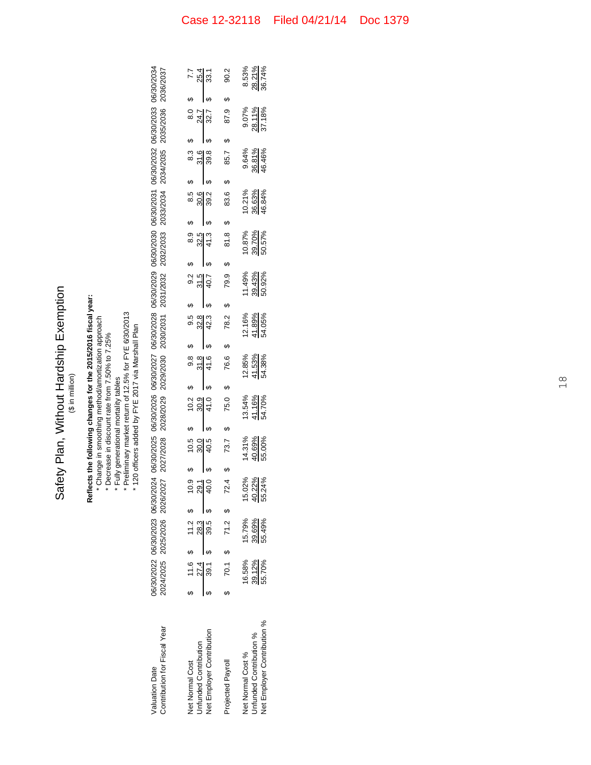# Safety Plan, Without Hardship Exemption

($ in million)

**Reflects the following changes for the 2015/2016 fiscal year:**

* Change in smoothing method/amortization approach
* Decrease in discount rate from 7.50% to 7.25%
* Fully generational mortality tables
* Preliminary market return of 12.5% for FYE 6/30/2013
* 120 officers added by FYE 2017 via Marshall Plan

| Valuation Date | 06/30/2022 | 06/30/2023 | 06/30/2024 | 06/30/2025 | 06/30/2026 | 06/30/2027 | 06/30/2028 | 06/30/2029 | 06/30/2030 | 06/30/2031 | 06/30/2032 | 06/30/2033 | 06/30/2034 |
|---|---|---|---|---|---|---|---|---|---|---|---|---|---|
| Contribution for Fiscal Year | 2024/2025 | 2025/2026 | 2026/2027 | 2027/2028 | 2028/2029 | 2029/2030 | 2030/2031 | 2031/2032 | 2032/2033 | 2033/2034 | 2034/2035 | 2035/2036 | 2036/2037 |
| Net Normal Cost | $ 11.6 | $ 11.2 | $ 10.9 | $ 10.5 | $ 10.2 | $ 9.8 | $ 9.5 | $ 9.2 | $ 8.9 | $ 8.5 | $ 8.3 | $ 8.0 | $ 7.7 |
| Unfunded Contribution | 27.4 | 28.3 | 29.1 | 30.0 | 30.9 | 31.8 | 32.8 | 31.5 | 32.5 | 30.6 | 31.6 | 24.7 | 25.4 |
| Net Employer Contribution | $ 39.1 | $ 39.5 | $ 40.0 | $ 40.5 | $ 41.0 | $ 41.6 | $ 42.3 | $ 40.7 | $ 41.3 | $ 39.2 | $ 39.8 | $ 32.7 | $ 33.1 |
| Projected Payroll | $ 70.1 | $ 71.2 | $ 72.4 | $ 73.7 | $ 75.0 | $ 76.6 | $ 78.2 | $ 79.9 | $ 81.8 | $ 83.6 | $ 85.7 | $ 87.9 | $ 90.2 |
| Net Normal Cost % | 16.58% | 15.79% | 15.02% | 14.31% | 13.54% | 12.85% | 12.16% | 11.49% | 10.87% | 10.21% | 9.64% | 9.07% | 8.53% |
| Unfunded Contribution % | 39.12% | 39.69% | 40.22% | 40.69% | 41.16% | 41.53% | 41.89% | 39.43% | 39.70% | 36.63% | 36.81% | 28.11% | 28.21% |
| Net Employer Contribution % | 55.70% | 55.49% | 55.24% | 55.00% | 54.70% | 54.38% | 54.05% | 50.92% | 50.57% | 46.84% | 46.46% | 37.18% | 36.74% |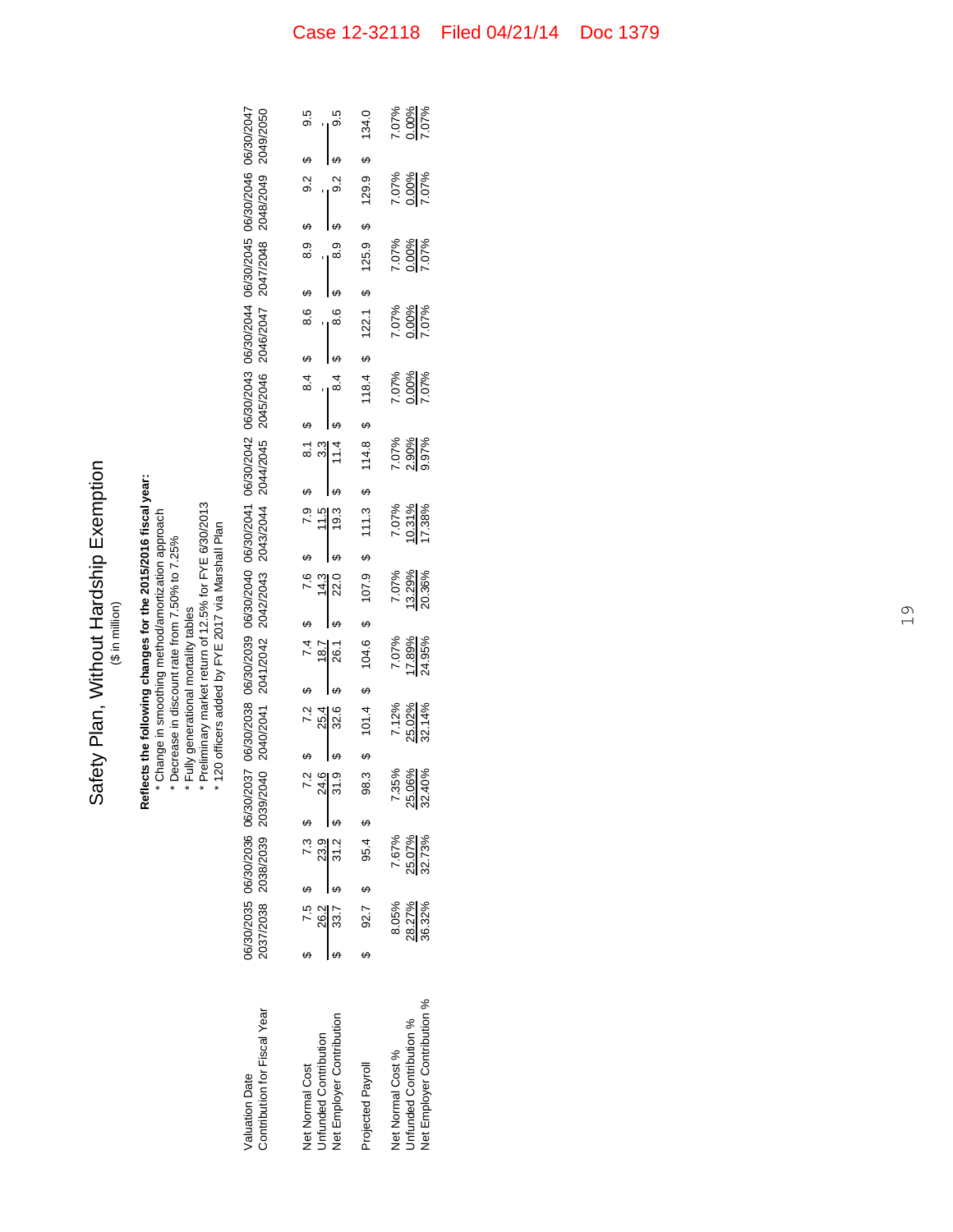# Safety Plan, Without Hardship Exemption

($ in million)

**Reflects the following changes for the 2015/2016 fiscal year:**

- Change in smoothing method/amortization approach
- Decrease in discount rate from 7.50% to 7.25%
- Fully generational mortality tables
- Preliminary market return of 12.5% for FYE 6/30/2013
- 120 officers added by FYE 2017 via Marshall Plan

| Valuation Date | 06/30/2035 | 06/30/2036 | 06/30/2037 | 06/30/2038 | 06/30/2039 | 06/30/2040 | 06/30/2041 | 06/30/2042 | 06/30/2043 | 06/30/2044 | 06/30/2045 | 06/30/2046 | 06/30/2047 |
|---|---|---|---|---|---|---|---|---|---|---|---|---|---|
| Contribution for Fiscal Year | 2037/2038 | 2038/2039 | 2039/2040 | 2040/2041 | 2041/2042 | 2042/2043 | 2043/2044 | 2044/2045 | 2045/2046 | 2046/2047 | 2047/2048 | 2048/2049 | 2049/2050 |
| Net Normal Cost | $ 7.5 | $ 7.3 | $ 7.2 | $ 7.2 | $ 7.4 | $ 7.6 | $ 7.9 | $ 8.1 | $ 8.4 | $ 8.6 | $ 8.9 | $ 9.2 | $ 9.5 |
| Unfunded Contribution | 26.2 | 23.9 | 24.6 | 25.4 | 18.7 | 14.3 | 11.5 | 3.3 | - | - | - | - | - |
| Net Employer Contribution | $ 33.7 | $ 31.2 | $ 31.9 | $ 32.6 | $ 26.1 | $ 22.0 | $ 19.3 | $ 11.4 | $ 8.4 | $ 8.6 | $ 8.9 | $ 9.2 | $ 9.5 |
| Projected Payroll | $ 92.7 | $ 95.4 | $ 98.3 | $ 101.4 | $ 104.6 | $ 107.9 | $ 111.3 | $ 114.8 | $ 118.4 | $ 122.1 | $ 125.9 | $ 129.9 | $ 134.0 |
| Net Normal Cost % | 8.05% | 7.67% | 7.35% | 7.12% | 7.07% | 7.07% | 7.07% | 7.07% | 7.07% | 7.07% | 7.07% | 7.07% | 7.07% |
| Unfunded Contribution % | 28.27% | 25.07% | 25.06% | 25.02% | 17.89% | 13.29% | 10.31% | 2.90% | 0.00% | 0.00% | 0.00% | 0.00% | 0.00% |
| Net Employer Contribution % | 36.32% | 32.73% | 32.40% | 32.14% | 24.95% | 20.36% | 17.38% | 9.97% | 7.07% | 7.07% | 7.07% | 7.07% | 7.07% |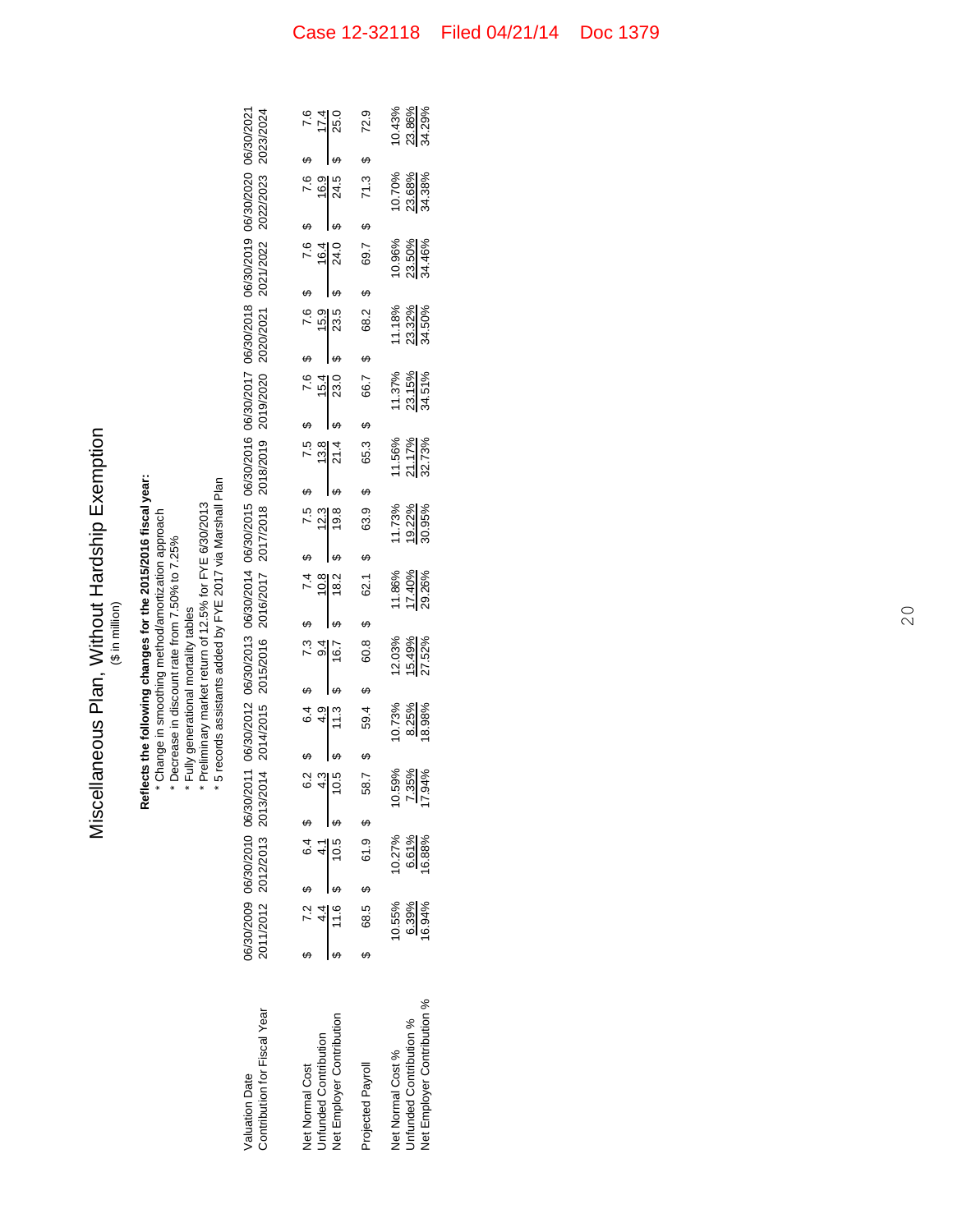# Miscellaneous Plan, Without Hardship Exemption

($ in million)

**Reflects the following changes for the 2015/2016 fiscal year:**

- * Change in smoothing method/amortization approach
- * Decrease in discount rate from 7.50% to 7.25%
- * Fully generational mortality tables
- * Preliminary market return of 12.5% for FYE 6/30/2013
- * 5 records assistants added by FYE 2017 via Marshall Plan

| Valuation Date | 06/30/2009 | 06/30/2010 | 06/30/2011 | 06/30/2012 | 06/30/2013 | 06/30/2014 | 06/30/2015 | 06/30/2016 | 06/30/2017 | 06/30/2018 | 06/30/2019 | 06/30/2020 | 06/30/2021 |
|---|---|---|---|---|---|---|---|---|---|---|---|---|---|
| Contribution for Fiscal Year | 2011/2012 | 2012/2013 | 2013/2014 | 2014/2015 | 2015/2016 | 2016/2017 | 2017/2018 | 2018/2019 | 2019/2020 | 2020/2021 | 2021/2022 | 2022/2023 | 2023/2024 |
| Net Normal Cost | $ 7.2 | $ 6.4 | $ 6.2 | $ 6.4 | $ 7.3 | $ 7.4 | $ 7.5 | $ 7.5 | $ 7.6 | $ 7.6 | $ 7.6 | $ 7.6 | $ 7.6 |
| Unfunded Contribution | 4.4 | 4.1 | 4.3 | 4.9 | 9.4 | 10.8 | 12.3 | 13.8 | 15.4 | 15.9 | 16.4 | 16.9 | 17.4 |
| Net Employer Contribution | $ 11.6 | $ 10.5 | $ 10.5 | $ 11.3 | $ 16.7 | $ 18.2 | $ 19.8 | $ 21.4 | $ 23.0 | $ 23.5 | $ 24.0 | $ 24.5 | $ 25.0 |
| Projected Payroll | $ 68.5 | $ 61.9 | $ 58.7 | $ 59.4 | $ 60.8 | $ 62.1 | $ 63.9 | $ 65.3 | $ 66.7 | $ 68.2 | $ 69.7 | $ 71.3 | $ 72.9 |
| Net Normal Cost % | 10.55% | 10.27% | 10.59% | 10.73% | 12.03% | 11.86% | 11.73% | 11.56% | 11.37% | 11.18% | 10.96% | 10.70% | 10.43% |
| Unfunded Contribution % | 6.39% | 6.61% | 7.35% | 8.25% | 15.49% | 17.40% | 19.22% | 21.17% | 23.15% | 23.32% | 23.50% | 23.68% | 23.86% |
| Net Employer Contribution % | 16.94% | 16.88% | 17.94% | 18.98% | 27.52% | 29.26% | 30.95% | 32.73% | 34.51% | 34.50% | 34.46% | 34.38% | 34.29% |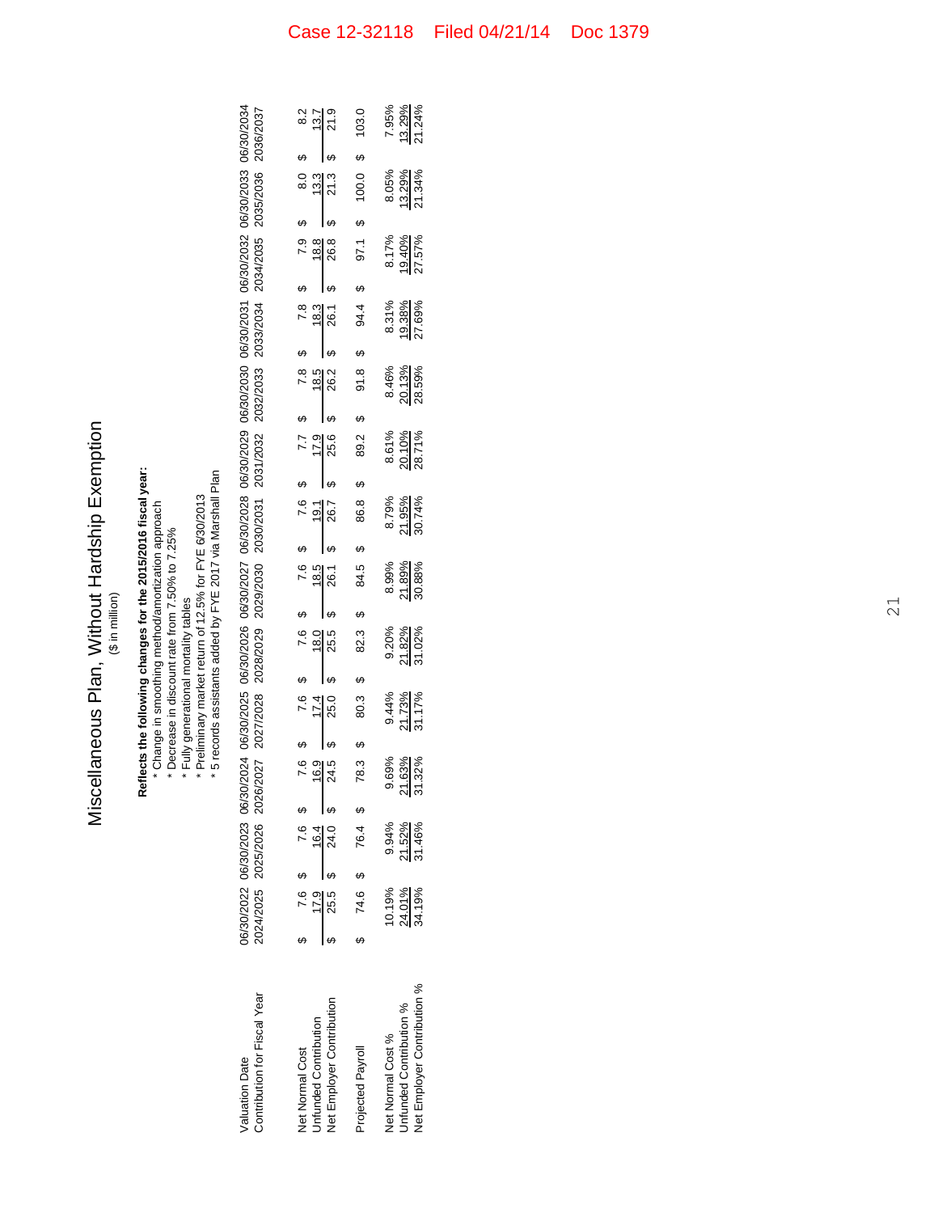# Miscellaneous Plan, Without Hardship Exemption

($ in million)

**Reflects the following changes for the 2015/2016 fiscal year:**

* Change in smoothing method/amortization approach
* Decrease in discount rate from 7.50% to 7.25%
* Fully generational mortality tables
* Preliminary market return of 12.5% for FYE 6/30/2013
* 5 records assistants added by FYE 2017 via Marshall Plan

| Valuation Date | 06/30/2022 | 06/30/2023 | 06/30/2024 | 06/30/2025 | 06/30/2026 | 06/30/2027 | 06/30/2028 | 06/30/2029 | 06/30/2030 | 06/30/2031 | 06/30/2032 | 06/30/2033 | 06/30/2034 |
|---|---|---|---|---|---|---|---|---|---|---|---|---|---|
| Contribution for Fiscal Year | 2024/2025 | 2025/2026 | 2026/2027 | 2027/2028 | 2028/2029 | 2029/2030 | 2030/2031 | 2031/2032 | 2032/2033 | 2033/2034 | 2034/2035 | 2035/2036 | 2036/2037 |
| Net Normal Cost | $ 7.6 | $ 7.6 | $ 7.6 | $ 7.6 | $ 7.6 | $ 7.6 | $ 7.6 | $ 7.7 | $ 7.8 | $ 7.8 | $ 7.9 | $ 8.0 | $ 8.2 |
| Unfunded Contribution | 17.9 | 16.4 | 16.9 | 17.4 | 18.0 | 18.5 | 19.1 | 17.9 | 18.5 | 18.3 | 18.8 | 13.3 | 13.7 |
| Net Employer Contribution | $ 25.5 | $ 24.0 | $ 24.5 | $ 25.0 | $ 25.5 | $ 26.1 | $ 26.7 | $ 25.6 | $ 26.2 | $ 26.1 | $ 26.8 | $ 21.3 | $ 21.9 |
| Projected Payroll | $ 74.6 | $ 76.4 | $ 78.3 | $ 80.3 | $ 82.3 | $ 84.5 | $ 86.8 | $ 89.2 | $ 91.8 | $ 94.4 | $ 97.1 | $ 100.0 | $ 103.0 |
| Net Normal Cost % | 10.19% | 9.94% | 9.69% | 9.44% | 9.20% | 8.99% | 8.79% | 8.61% | 8.46% | 8.31% | 8.17% | 8.05% | 7.95% |
| Unfunded Contribution % | 24.01% | 21.52% | 21.63% | 21.73% | 21.82% | 21.89% | 21.95% | 20.10% | 20.13% | 19.38% | 19.40% | 13.29% | 13.29% |
| Net Employer Contribution % | 34.19% | 31.46% | 31.32% | 31.17% | 31.02% | 30.88% | 30.74% | 28.71% | 28.59% | 27.69% | 27.57% | 21.34% | 21.24% |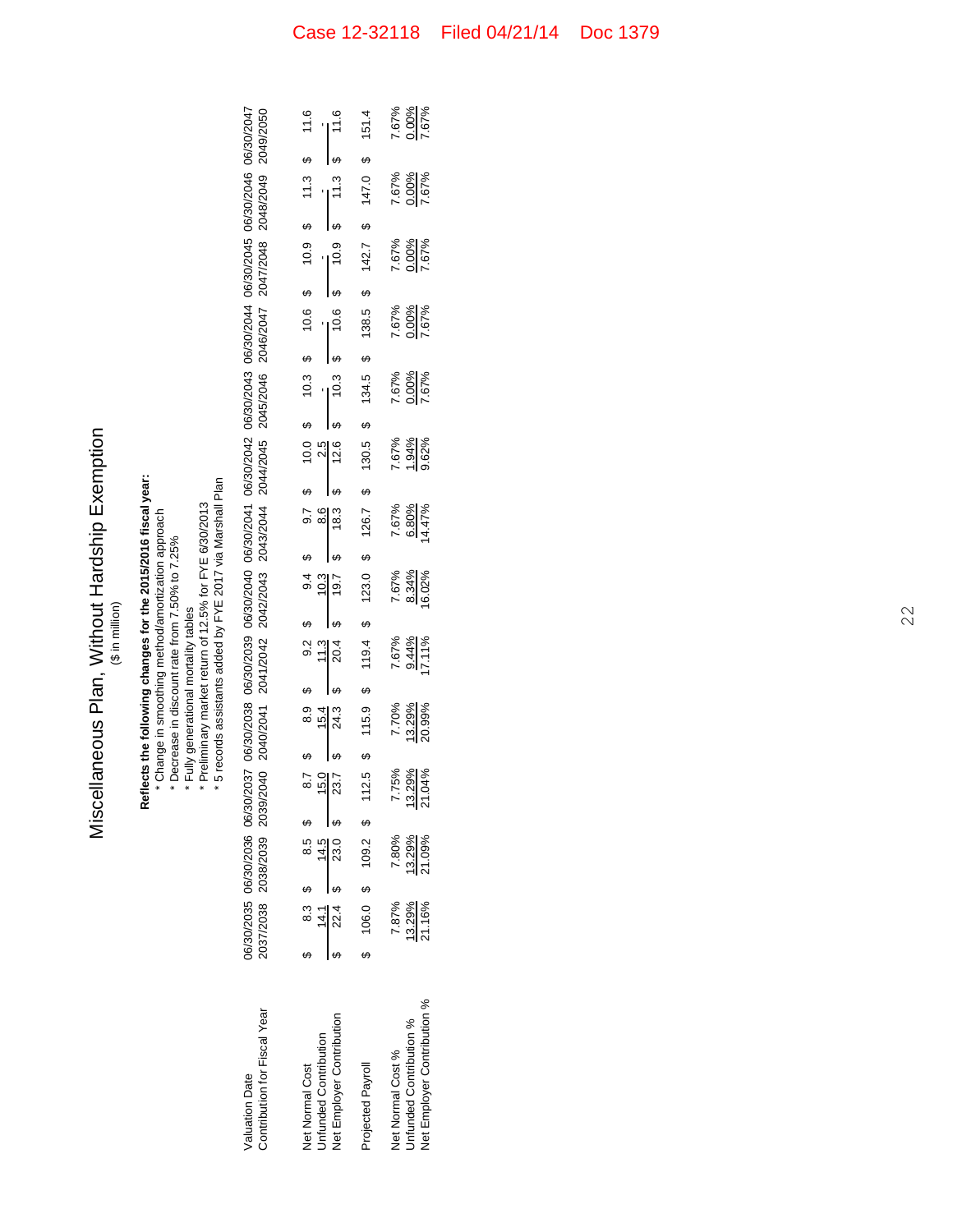# Miscellaneous Plan, Without Hardship Exemption

($ in million)

**Reflects the following changes for the 2015/2016 fiscal year:**

* Change in smoothing method/amortization approach
* Decrease in discount rate from 7.50% to 7.25%
* Fully generational mortality tables
* Preliminary market return of 12.5% for FYE 6/30/2013
* 5 records assistants added by FYE 2017 via Marshall Plan

| Valuation Date | 06/30/2035 | 06/30/2036 | 06/30/2037 | 06/30/2038 | 06/30/2039 | 06/30/2040 | 06/30/2041 | 06/30/2042 | 06/30/2043 | 06/30/2044 | 06/30/2045 | 06/30/2046 | 06/30/2047 |
|---|---|---|---|---|---|---|---|---|---|---|---|---|---|
| Contribution for Fiscal Year | 2037/2038 | 2038/2039 | 2039/2040 | 2040/2041 | 2041/2042 | 2042/2043 | 2043/2044 | 2044/2045 | 2045/2046 | 2046/2047 | 2047/2048 | 2048/2049 | 2049/2050 |
| Net Normal Cost | $ 8.3 | $ 8.5 | $ 8.7 | $ 8.9 | $ 9.2 | $ 9.4 | $ 9.7 | $ 10.0 | $ 10.3 | $ 10.6 | $ 10.9 | $ 11.3 | $ 11.6 |
| Unfunded Contribution | 14.1 | 14.5 | 15.0 | 15.4 | 11.3 | 10.3 | 8.6 | 2.5 | - | - | - | - | - |
| Net Employer Contribution | $ 22.4 | $ 23.0 | $ 23.7 | $ 24.3 | $ 20.4 | $ 19.7 | $ 18.3 | $ 12.6 | $ 10.3 | $ 10.6 | $ 10.9 | $ 11.3 | $ 11.6 |
| Projected Payroll | $ 106.0 | $ 109.2 | $ 112.5 | $ 115.9 | $ 119.4 | $ 123.0 | $ 126.7 | $ 130.5 | $ 134.5 | $ 138.5 | $ 142.7 | $ 147.0 | $ 151.4 |
| Net Normal Cost % | 7.87% | 7.80% | 7.75% | 7.70% | 7.67% | 7.67% | 7.67% | 7.67% | 7.67% | 7.67% | 7.67% | 7.67% | 7.67% |
| Unfunded Contribution % | 13.29% | 13.29% | 13.29% | 13.29% | 9.44% | 8.34% | 6.80% | 1.94% | 0.00% | 0.00% | 0.00% | 0.00% | 0.00% |
| Net Employer Contribution % | 21.16% | 21.09% | 21.04% | 20.99% | 17.11% | 16.02% | 14.47% | 9.62% | 7.67% | 7.67% | 7.67% | 7.67% | 7.67% |